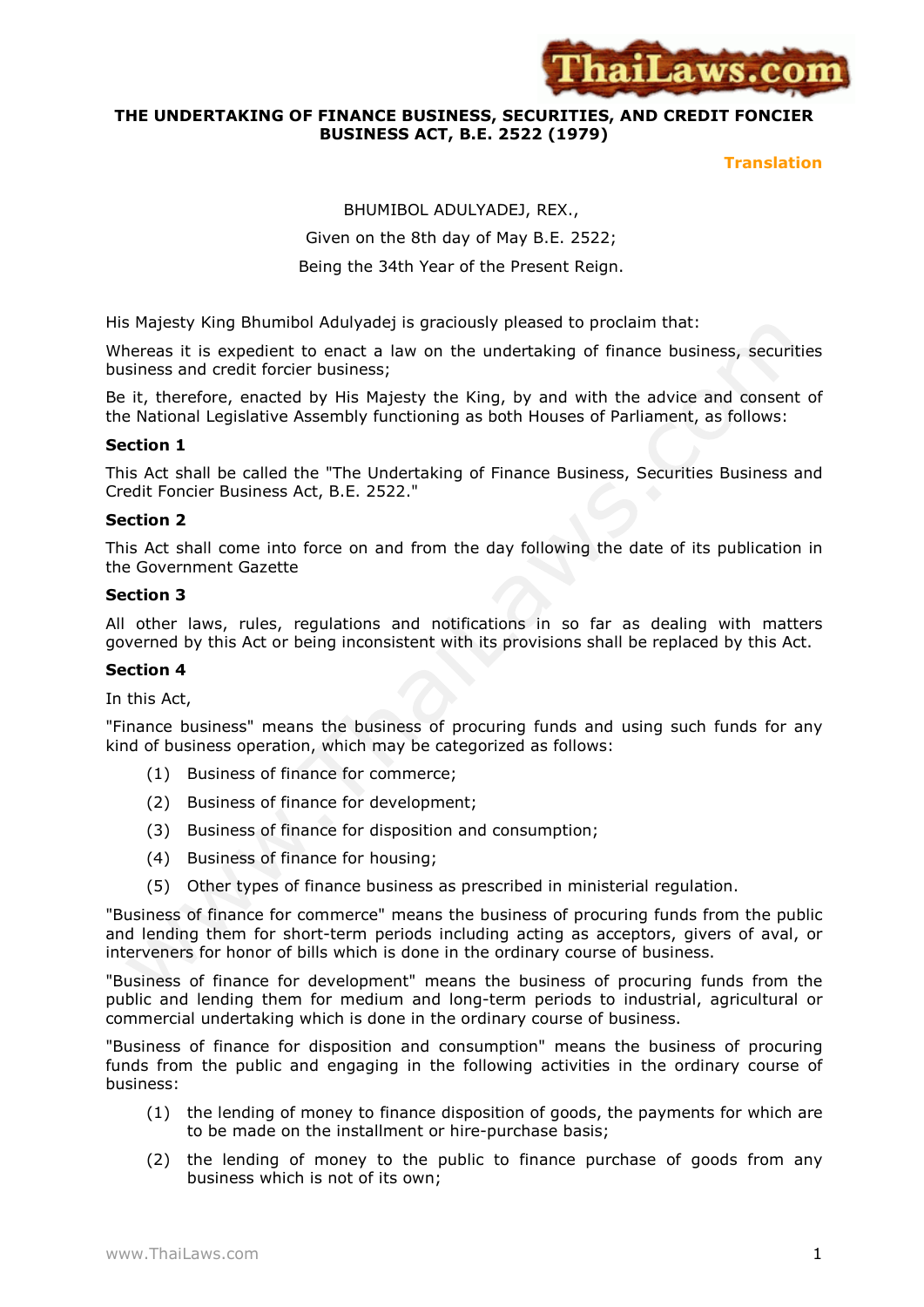# THE UNDERTAKING OF FINANCE BUSINESS, SECURITIES, AND CREDIT FONCIER BUSINESS ACT, B.E. 2522 (1979)

**Translation**

BHUMIBOL ADULYADEJ, REX.,

Given on the 8th day of May B.E. 2522;

Being the 34th Year of the Present Reign.

His Majesty King Bhumibol Adulyadej is graciously pleased to proclaim that:

Whereas it is expedient to enact a law on the undertaking of finance business, securities business and credit forcier business;

Be it, therefore, enacted by His Majesty the King, by and with the advice and consent of the National Legislative Assembly functioning as both Houses of Parliament, as follows:

### Section 1

This Act shall be called the "The Undertaking of Finance Business, Securities Business and Credit Foncier Business Act, B.E. 2522."

### Section 2

This Act shall come into force on and from the day following the date of its publication in the Government Gazette

### Section 3

All other laws, rules, regulations and notifications in so far as dealing with matters governed by this Act or being inconsistent with its provisions shall be replaced by this Act.

### Section 4

In this Act,

"Finance business" means the business of procuring funds and using such funds for any kind of business operation, which may be categorized as follows:

(1) Business of finance for commerce;

(2) Business of finance for development;

(3) Business of finance for disposition and consumption;

(4) Business of finance for housing;

(5) Other types of finance business as prescribed in ministerial regulation.

"Business of finance for commerce" means the business of procuring funds from the public and lending them for short-term periods including acting as acceptors, givers of aval, or interveners for honor of bills which is done in the ordinary course of business.

"Business of finance for development" means the business of procuring funds from the public and lending them for medium and long-term periods to industrial, agricultural or commercial undertaking which is done in the ordinary course of business.

"Business of finance for disposition and consumption" means the business of procuring funds from the public and engaging in the following activities in the ordinary course of business:

(1) the lending of money to finance disposition of goods, the payments for which are to be made on the installment or hire-purchase basis;

(2) the lending of money to the public to finance purchase of goods from any business which is not of its own;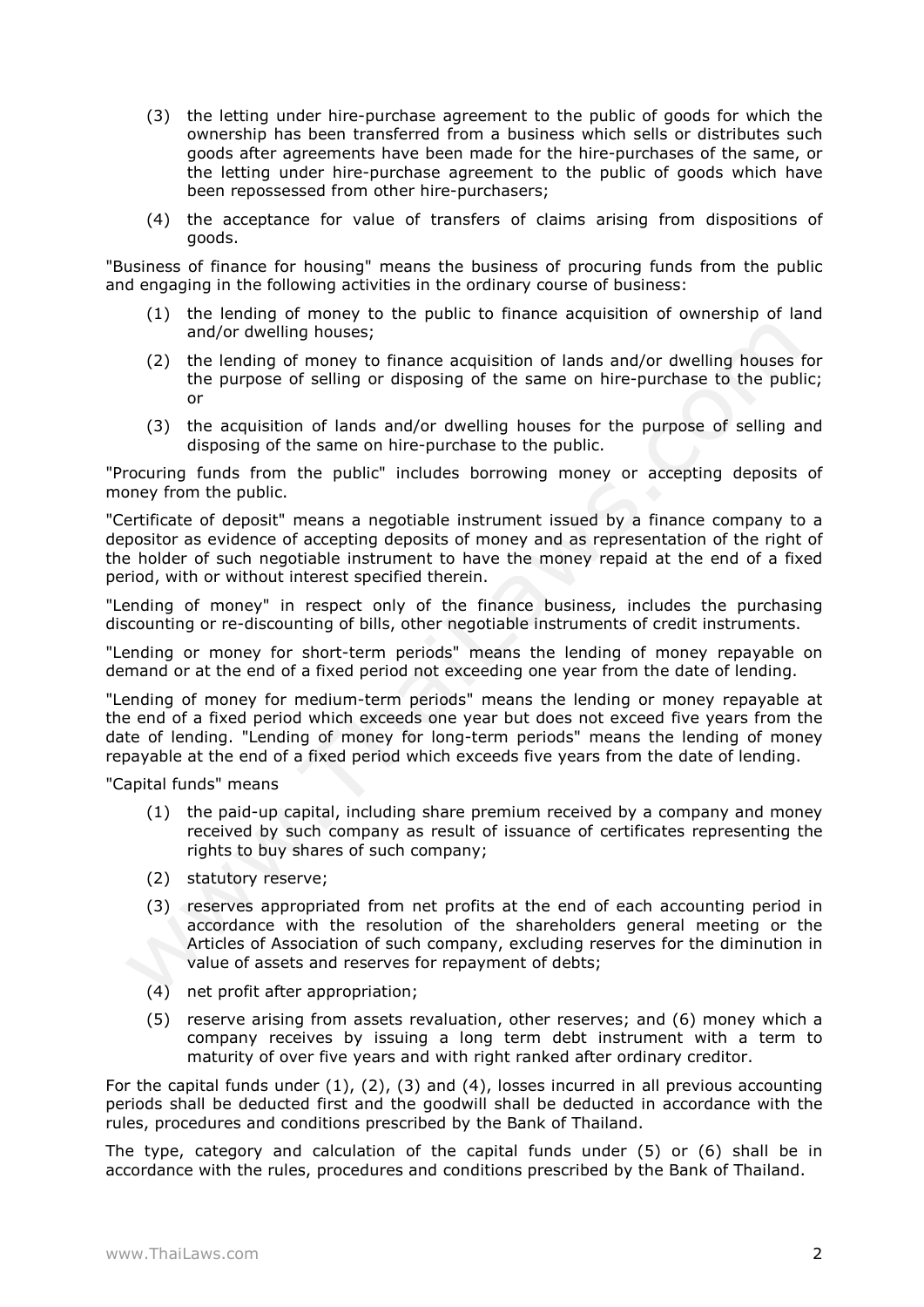(3) the letting under hire-purchase agreement to the public of goods for which the ownership has been transferred from a business which sells or distributes such goods after agreements have been made for the hire-purchases of the same, or the letting under hire-purchase agreement to the public of goods which have been repossessed from other hire-purchasers;

(4) the acceptance for value of transfers of claims arising from dispositions of goods.

"Business of finance for housing" means the business of procuring funds from the public and engaging in the following activities in the ordinary course of business:

(1) the lending of money to the public to finance acquisition of ownership of land and/or dwelling houses;

(2) the lending of money to finance acquisition of lands and/or dwelling houses for the purpose of selling or disposing of the same on hire-purchase to the public; or

(3) the acquisition of lands and/or dwelling houses for the purpose of selling and disposing of the same on hire-purchase to the public.

"Procuring funds from the public" includes borrowing money or accepting deposits of money from the public.

"Certificate of deposit" means a negotiable instrument issued by a finance company to a depositor as evidence of accepting deposits of money and as representation of the right of the holder of such negotiable instrument to have the money repaid at the end of a fixed period, with or without interest specified therein.

"Lending of money" in respect only of the finance business, includes the purchasing discounting or re-discounting of bills, other negotiable instruments of credit instruments.

"Lending or money for short-term periods" means the lending of money repayable on demand or at the end of a fixed period not exceeding one year from the date of lending.

"Lending of money for medium-term periods" means the lending or money repayable at the end of a fixed period which exceeds one year but does not exceed five years from the date of lending. "Lending of money for long-term periods" means the lending of money repayable at the end of a fixed period which exceeds five years from the date of lending.

"Capital funds" means

(1) the paid-up capital, including share premium received by a company and money received by such company as result of issuance of certificates representing the rights to buy shares of such company;

(2) statutory reserve;

(3) reserves appropriated from net profits at the end of each accounting period in accordance with the resolution of the shareholders general meeting or the Articles of Association of such company, excluding reserves for the diminution in value of assets and reserves for repayment of debts;

(4) net profit after appropriation;

(5) reserve arising from assets revaluation, other reserves; and (6) money which a company receives by issuing a long term debt instrument with a term to maturity of over five years and with right ranked after ordinary creditor.

For the capital funds under (1), (2), (3) and (4), losses incurred in all previous accounting periods shall be deducted first and the goodwill shall be deducted in accordance with the rules, procedures and conditions prescribed by the Bank of Thailand.

The type, category and calculation of the capital funds under (5) or (6) shall be in accordance with the rules, procedures and conditions prescribed by the Bank of Thailand.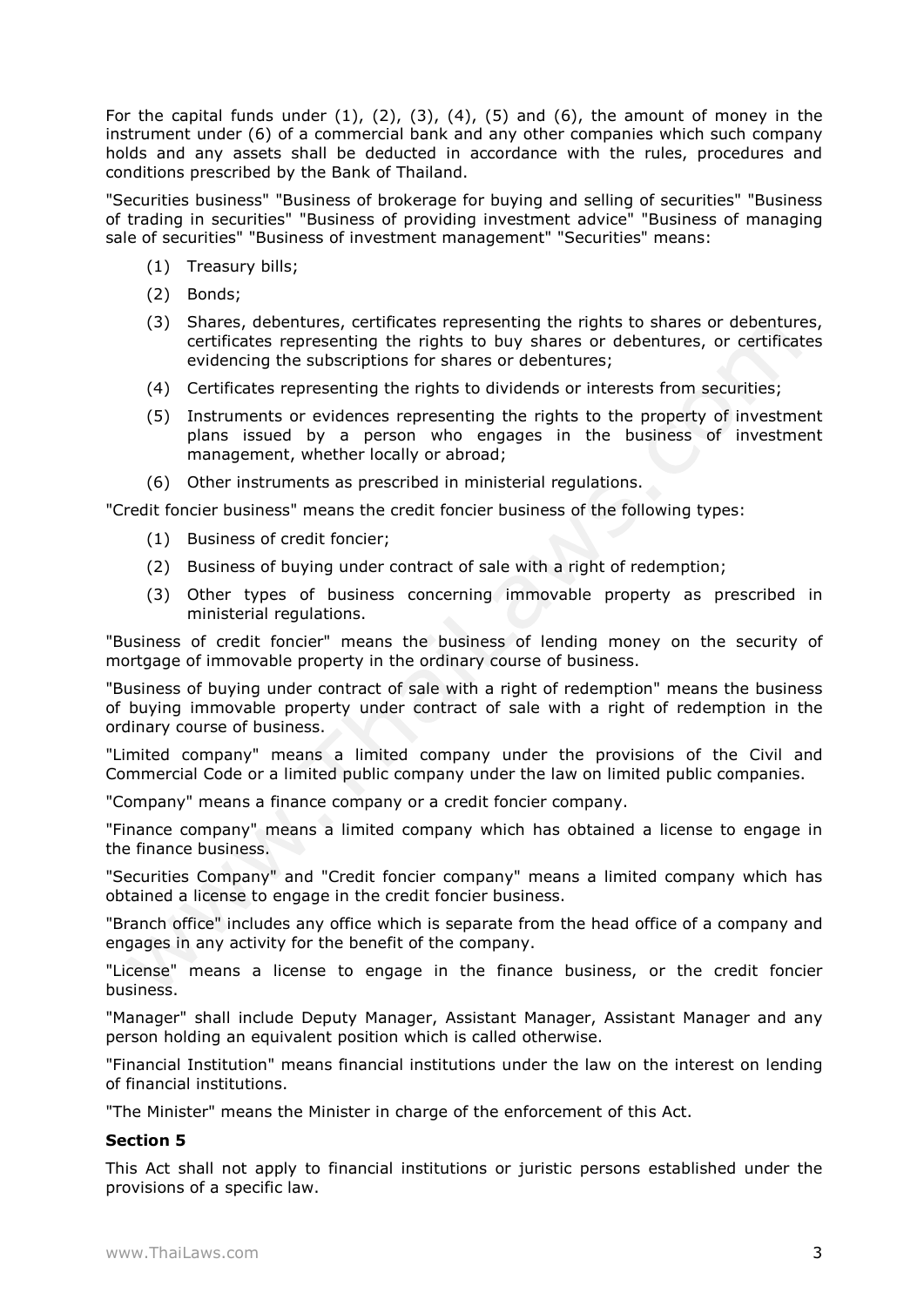For the capital funds under (1), (2), (3), (4), (5) and (6), the amount of money in the instrument under (6) of a commercial bank and any other companies which such company holds and any assets shall be deducted in accordance with the rules, procedures and conditions prescribed by the Bank of Thailand.

"Securities business" "Business of brokerage for buying and selling of securities" "Business of trading in securities" "Business of providing investment advice" "Business of managing sale of securities" "Business of investment management" "Securities" means:

(1) Treasury bills;

(2) Bonds;

(3) Shares, debentures, certificates representing the rights to shares or debentures, certificates representing the rights to buy shares or debentures, or certificates evidencing the subscriptions for shares or debentures;

(4) Certificates representing the rights to dividends or interests from securities;

(5) Instruments or evidences representing the rights to the property of investment plans issued by a person who engages in the business of investment management, whether locally or abroad;

(6) Other instruments as prescribed in ministerial regulations.

"Credit foncier business" means the credit foncier business of the following types:

(1) Business of credit foncier;

(2) Business of buying under contract of sale with a right of redemption;

(3) Other types of business concerning immovable property as prescribed in ministerial regulations.

"Business of credit foncier" means the business of lending money on the security of mortgage of immovable property in the ordinary course of business.

"Business of buying under contract of sale with a right of redemption" means the business of buying immovable property under contract of sale with a right of redemption in the ordinary course of business.

"Limited company" means a limited company under the provisions of the Civil and Commercial Code or a limited public company under the law on limited public companies.

"Company" means a finance company or a credit foncier company.

"Finance company" means a limited company which has obtained a license to engage in the finance business.

"Securities Company" and "Credit foncier company" means a limited company which has obtained a license to engage in the credit foncier business.

"Branch office" includes any office which is separate from the head office of a company and engages in any activity for the benefit of the company.

"License" means a license to engage in the finance business, or the credit foncier business.

"Manager" shall include Deputy Manager, Assistant Manager, Assistant Manager and any person holding an equivalent position which is called otherwise.

"Financial Institution" means financial institutions under the law on the interest on lending of financial institutions.

"The Minister" means the Minister in charge of the enforcement of this Act.

**Section 5**

This Act shall not apply to financial institutions or juristic persons established under the provisions of a specific law.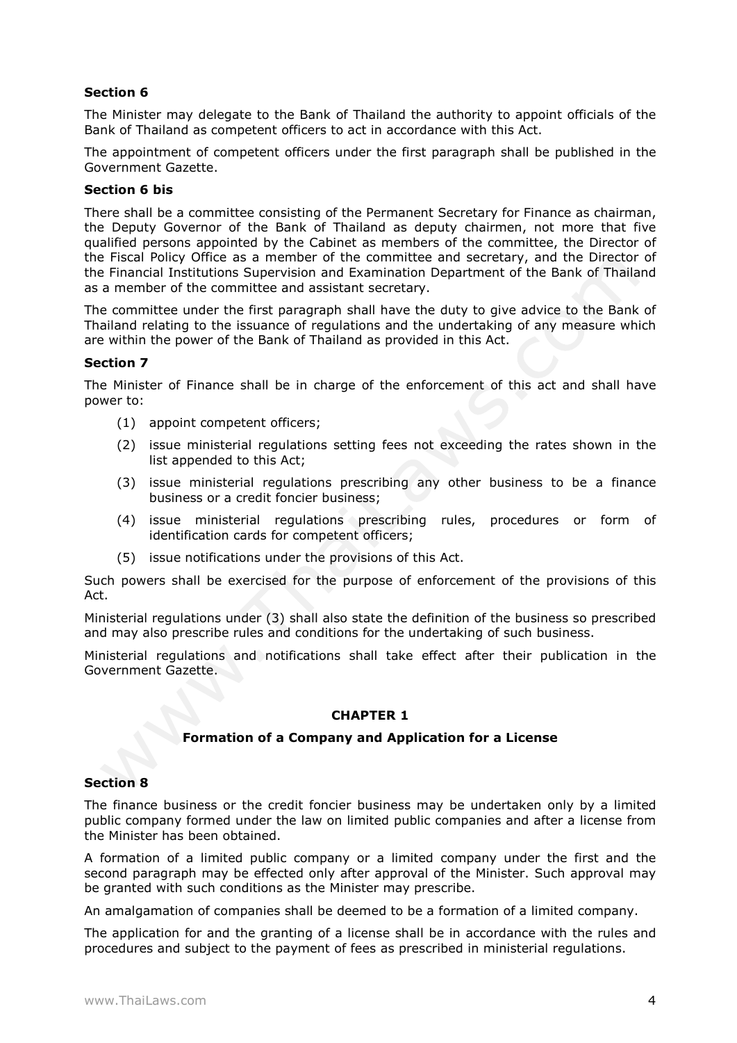**Section 6**

The Minister may delegate to the Bank of Thailand the authority to appoint officials of the Bank of Thailand as competent officers to act in accordance with this Act.

The appointment of competent officers under the first paragraph shall be published in the Government Gazette.

**Section 6 bis**

There shall be a committee consisting of the Permanent Secretary for Finance as chairman, the Deputy Governor of the Bank of Thailand as deputy chairmen, not more that five qualified persons appointed by the Cabinet as members of the committee, the Director of the Fiscal Policy Office as a member of the committee and secretary, and the Director of the Financial Institutions Supervision and Examination Department of the Bank of Thailand as a member of the committee and assistant secretary.

The committee under the first paragraph shall have the duty to give advice to the Bank of Thailand relating to the issuance of regulations and the undertaking of any measure which are within the power of the Bank of Thailand as provided in this Act.

**Section 7**

The Minister of Finance shall be in charge of the enforcement of this act and shall have power to:

(1) appoint competent officers;

(2) issue ministerial regulations setting fees not exceeding the rates shown in the list appended to this Act;

(3) issue ministerial regulations prescribing any other business to be a finance business or a credit foncier business;

(4) issue ministerial regulations prescribing rules, procedures or form of identification cards for competent officers;

(5) issue notifications under the provisions of this Act.

Such powers shall be exercised for the purpose of enforcement of the provisions of this Act.

Ministerial regulations under (3) shall also state the definition of the business so prescribed and may also prescribe rules and conditions for the undertaking of such business.

Ministerial regulations and notifications shall take effect after their publication in the Government Gazette.

## CHAPTER 1

### Formation of a Company and Application for a License

**Section 8**

The finance business or the credit foncier business may be undertaken only by a limited public company formed under the law on limited public companies and after a license from the Minister has been obtained.

A formation of a limited public company or a limited company under the first and the second paragraph may be effected only after approval of the Minister. Such approval may be granted with such conditions as the Minister may prescribe.

An amalgamation of companies shall be deemed to be a formation of a limited company.

The application for and the granting of a license shall be in accordance with the rules and procedures and subject to the payment of fees as prescribed in ministerial regulations.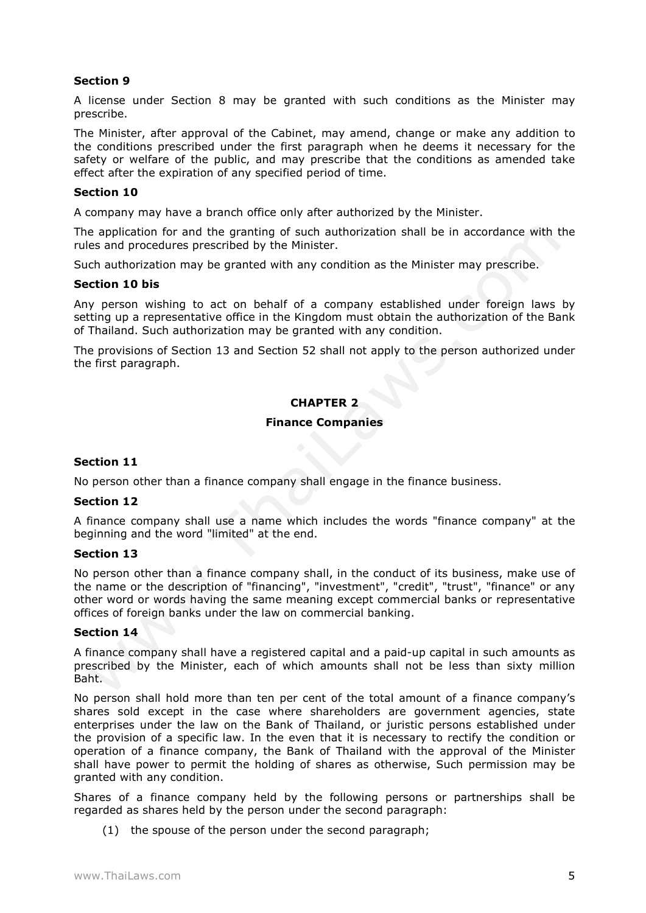**Section 9**

A license under Section 8 may be granted with such conditions as the Minister may prescribe.

The Minister, after approval of the Cabinet, may amend, change or make any addition to the conditions prescribed under the first paragraph when he deems it necessary for the safety or welfare of the public, and may prescribe that the conditions as amended take effect after the expiration of any specified period of time.

**Section 10**

A company may have a branch office only after authorized by the Minister.

The application for and the granting of such authorization shall be in accordance with the rules and procedures prescribed by the Minister.

Such authorization may be granted with any condition as the Minister may prescribe.

**Section 10 bis**

Any person wishing to act on behalf of a company established under foreign laws by setting up a representative office in the Kingdom must obtain the authorization of the Bank of Thailand. Such authorization may be granted with any condition.

The provisions of Section 13 and Section 52 shall not apply to the person authorized under the first paragraph.

## CHAPTER 2

## Finance Companies

**Section 11**

No person other than a finance company shall engage in the finance business.

**Section 12**

A finance company shall use a name which includes the words "finance company" at the beginning and the word "limited" at the end.

**Section 13**

No person other than a finance company shall, in the conduct of its business, make use of the name or the description of "financing", "investment", "credit", "trust", "finance" or any other word or words having the same meaning except commercial banks or representative offices of foreign banks under the law on commercial banking.

**Section 14**

A finance company shall have a registered capital and a paid-up capital in such amounts as prescribed by the Minister, each of which amounts shall not be less than sixty million Baht.

No person shall hold more than ten per cent of the total amount of a finance company's shares sold except in the case where shareholders are government agencies, state enterprises under the law on the Bank of Thailand, or juristic persons established under the provision of a specific law. In the even that it is necessary to rectify the condition or operation of a finance company, the Bank of Thailand with the approval of the Minister shall have power to permit the holding of shares as otherwise, Such permission may be granted with any condition.

Shares of a finance company held by the following persons or partnerships shall be regarded as shares held by the person under the second paragraph:

(1) the spouse of the person under the second paragraph;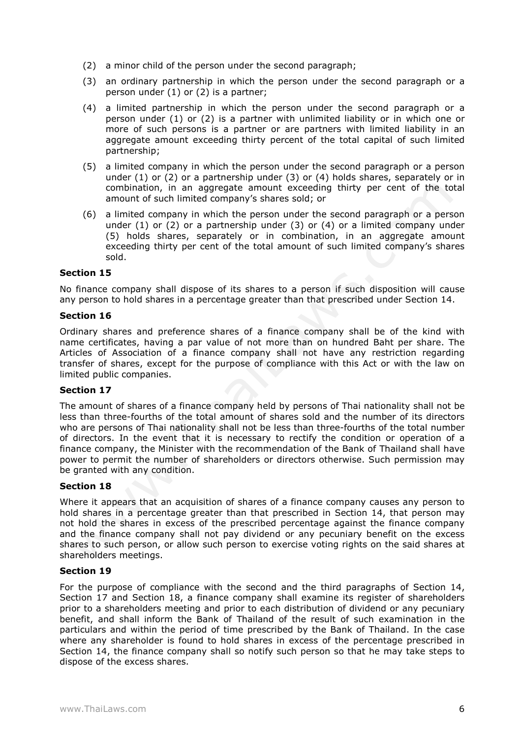(2) a minor child of the person under the second paragraph;

(3) an ordinary partnership in which the person under the second paragraph or a person under (1) or (2) is a partner;

(4) a limited partnership in which the person under the second paragraph or a person under (1) or (2) is a partner with unlimited liability or in which one or more of such persons is a partner or are partners with limited liability in an aggregate amount exceeding thirty percent of the total capital of such limited partnership;

(5) a limited company in which the person under the second paragraph or a person under (1) or (2) or a partnership under (3) or (4) holds shares, separately or in combination, in an aggregate amount exceeding thirty per cent of the total amount of such limited company's shares sold; or

(6) a limited company in which the person under the second paragraph or a person under (1) or (2) or a partnership under (3) or (4) or a limited company under (5) holds shares, separately or in combination, in an aggregate amount exceeding thirty per cent of the total amount of such limited company's shares sold.

**Section 15**

No finance company shall dispose of its shares to a person if such disposition will cause any person to hold shares in a percentage greater than that prescribed under Section 14.

**Section 16**

Ordinary shares and preference shares of a finance company shall be of the kind with name certificates, having a par value of not more than on hundred Baht per share. The Articles of Association of a finance company shall not have any restriction regarding transfer of shares, except for the purpose of compliance with this Act or with the law on limited public companies.

**Section 17**

The amount of shares of a finance company held by persons of Thai nationality shall not be less than three-fourths of the total amount of shares sold and the number of its directors who are persons of Thai nationality shall not be less than three-fourths of the total number of directors. In the event that it is necessary to rectify the condition or operation of a finance company, the Minister with the recommendation of the Bank of Thailand shall have power to permit the number of shareholders or directors otherwise. Such permission may be granted with any condition.

**Section 18**

Where it appears that an acquisition of shares of a finance company causes any person to hold shares in a percentage greater than that prescribed in Section 14, that person may not hold the shares in excess of the prescribed percentage against the finance company and the finance company shall not pay dividend or any pecuniary benefit on the excess shares to such person, or allow such person to exercise voting rights on the said shares at shareholders meetings.

**Section 19**

For the purpose of compliance with the second and the third paragraphs of Section 14, Section 17 and Section 18, a finance company shall examine its register of shareholders prior to a shareholders meeting and prior to each distribution of dividend or any pecuniary benefit, and shall inform the Bank of Thailand of the result of such examination in the particulars and within the period of time prescribed by the Bank of Thailand. In the case where any shareholder is found to hold shares in excess of the percentage prescribed in Section 14, the finance company shall so notify such person so that he may take steps to dispose of the excess shares.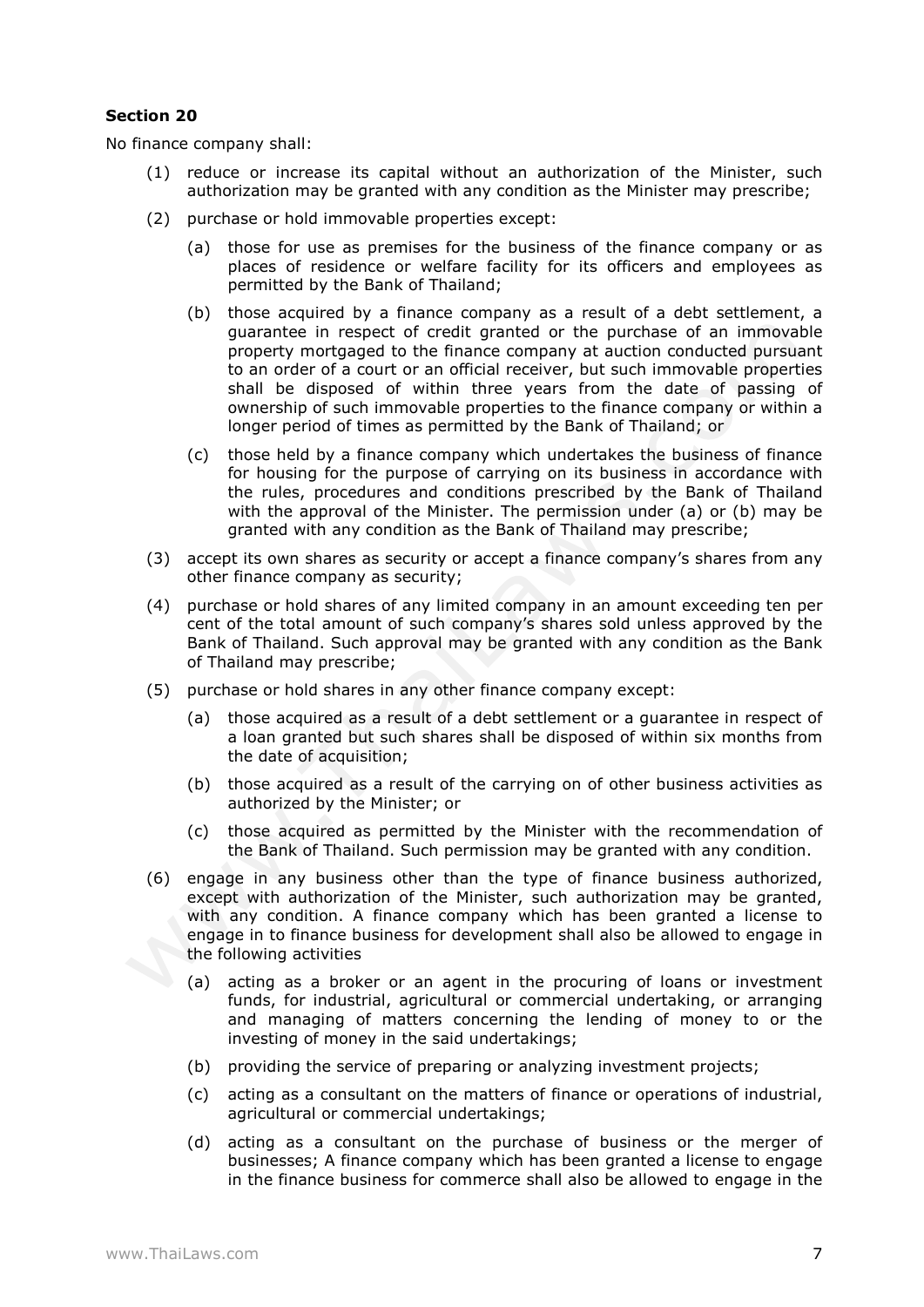**Section 20**

No finance company shall:

(1) reduce or increase its capital without an authorization of the Minister, such authorization may be granted with any condition as the Minister may prescribe;

(2) purchase or hold immovable properties except:

  (a) those for use as premises for the business of the finance company or as places of residence or welfare facility for its officers and employees as permitted by the Bank of Thailand;

  (b) those acquired by a finance company as a result of a debt settlement, a guarantee in respect of credit granted or the purchase of an immovable property mortgaged to the finance company at auction conducted pursuant to an order of a court or an official receiver, but such immovable properties shall be disposed of within three years from the date of passing of ownership of such immovable properties to the finance company or within a longer period of times as permitted by the Bank of Thailand; or

  (c) those held by a finance company which undertakes the business of finance for housing for the purpose of carrying on its business in accordance with the rules, procedures and conditions prescribed by the Bank of Thailand with the approval of the Minister. The permission under (a) or (b) may be granted with any condition as the Bank of Thailand may prescribe;

(3) accept its own shares as security or accept a finance company's shares from any other finance company as security;

(4) purchase or hold shares of any limited company in an amount exceeding ten per cent of the total amount of such company's shares sold unless approved by the Bank of Thailand. Such approval may be granted with any condition as the Bank of Thailand may prescribe;

(5) purchase or hold shares in any other finance company except:

  (a) those acquired as a result of a debt settlement or a guarantee in respect of a loan granted but such shares shall be disposed of within six months from the date of acquisition;

  (b) those acquired as a result of the carrying on of other business activities as authorized by the Minister; or

  (c) those acquired as permitted by the Minister with the recommendation of the Bank of Thailand. Such permission may be granted with any condition.

(6) engage in any business other than the type of finance business authorized, except with authorization of the Minister, such authorization may be granted, with any condition. A finance company which has been granted a license to engage in to finance business for development shall also be allowed to engage in the following activities

  (a) acting as a broker or an agent in the procuring of loans or investment funds, for industrial, agricultural or commercial undertaking, or arranging and managing of matters concerning the lending of money to or the investing of money in the said undertakings;

  (b) providing the service of preparing or analyzing investment projects;

  (c) acting as a consultant on the matters of finance or operations of industrial, agricultural or commercial undertakings;

  (d) acting as a consultant on the purchase of business or the merger of businesses; A finance company which has been granted a license to engage in the finance business for commerce shall also be allowed to engage in the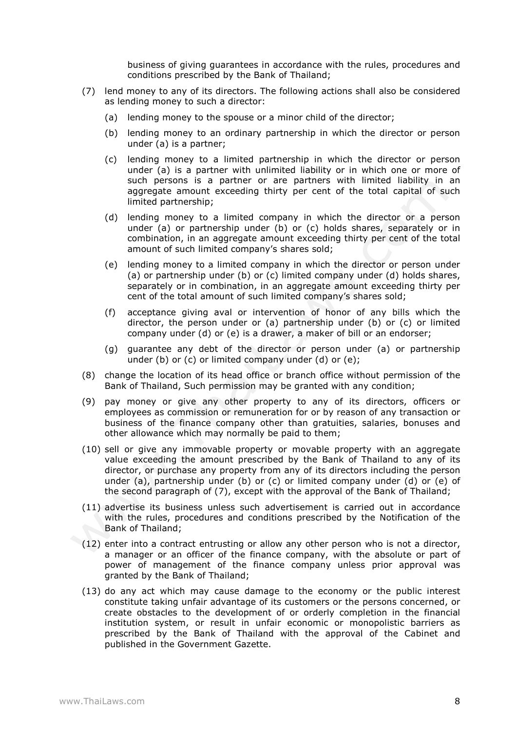business of giving guarantees in accordance with the rules, procedures and conditions prescribed by the Bank of Thailand;

(7) lend money to any of its directors. The following actions shall also be considered as lending money to such a director:

(a) lending money to the spouse or a minor child of the director;

(b) lending money to an ordinary partnership in which the director or person under (a) is a partner;

(c) lending money to a limited partnership in which the director or person under (a) is a partner with unlimited liability or in which one or more of such persons is a partner or are partners with limited liability in an aggregate amount exceeding thirty per cent of the total capital of such limited partnership;

(d) lending money to a limited company in which the director or a person under (a) or partnership under (b) or (c) holds shares, separately or in combination, in an aggregate amount exceeding thirty per cent of the total amount of such limited company's shares sold;

(e) lending money to a limited company in which the director or person under (a) or partnership under (b) or (c) limited company under (d) holds shares, separately or in combination, in an aggregate amount exceeding thirty per cent of the total amount of such limited company's shares sold;

(f) acceptance giving aval or intervention of honor of any bills which the director, the person under or (a) partnership under (b) or (c) or limited company under (d) or (e) is a drawer, a maker of bill or an endorser;

(g) guarantee any debt of the director or person under (a) or partnership under (b) or (c) or limited company under (d) or (e);

(8) change the location of its head office or branch office without permission of the Bank of Thailand, Such permission may be granted with any condition;

(9) pay money or give any other property to any of its directors, officers or employees as commission or remuneration for or by reason of any transaction or business of the finance company other than gratuities, salaries, bonuses and other allowance which may normally be paid to them;

(10) sell or give any immovable property or movable property with an aggregate value exceeding the amount prescribed by the Bank of Thailand to any of its director, or purchase any property from any of its directors including the person under (a), partnership under (b) or (c) or limited company under (d) or (e) of the second paragraph of (7), except with the approval of the Bank of Thailand;

(11) advertise its business unless such advertisement is carried out in accordance with the rules, procedures and conditions prescribed by the Notification of the Bank of Thailand;

(12) enter into a contract entrusting or allow any other person who is not a director, a manager or an officer of the finance company, with the absolute or part of power of management of the finance company unless prior approval was granted by the Bank of Thailand;

(13) do any act which may cause damage to the economy or the public interest constitute taking unfair advantage of its customers or the persons concerned, or create obstacles to the development of or orderly completion in the financial institution system, or result in unfair economic or monopolistic barriers as prescribed by the Bank of Thailand with the approval of the Cabinet and published in the Government Gazette.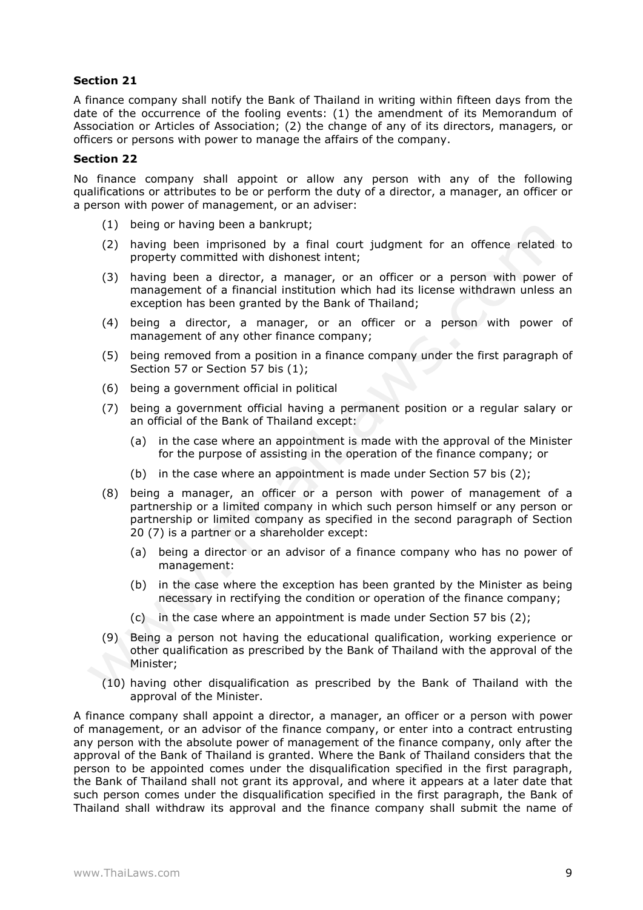**Section 21**

A finance company shall notify the Bank of Thailand in writing within fifteen days from the date of the occurrence of the fooling events: (1) the amendment of its Memorandum of Association or Articles of Association; (2) the change of any of its directors, managers, or officers or persons with power to manage the affairs of the company.

**Section 22**

No finance company shall appoint or allow any person with any of the following qualifications or attributes to be or perform the duty of a director, a manager, an officer or a person with power of management, or an adviser:

(1) being or having been a bankrupt;

(2) having been imprisoned by a final court judgment for an offence related to property committed with dishonest intent;

(3) having been a director, a manager, or an officer or a person with power of management of a financial institution which had its license withdrawn unless an exception has been granted by the Bank of Thailand;

(4) being a director, a manager, or an officer or a person with power of management of any other finance company;

(5) being removed from a position in a finance company under the first paragraph of Section 57 or Section 57 bis (1);

(6) being a government official in political

(7) being a government official having a permanent position or a regular salary or an official of the Bank of Thailand except:

(a) in the case where an appointment is made with the approval of the Minister for the purpose of assisting in the operation of the finance company; or

(b) in the case where an appointment is made under Section 57 bis (2);

(8) being a manager, an officer or a person with power of management of a partnership or a limited company in which such person himself or any person or partnership or limited company as specified in the second paragraph of Section 20 (7) is a partner or a shareholder except:

(a) being a director or an advisor of a finance company who has no power of management:

(b) in the case where the exception has been granted by the Minister as being necessary in rectifying the condition or operation of the finance company;

(c) in the case where an appointment is made under Section 57 bis (2);

(9) Being a person not having the educational qualification, working experience or other qualification as prescribed by the Bank of Thailand with the approval of the Minister;

(10) having other disqualification as prescribed by the Bank of Thailand with the approval of the Minister.

A finance company shall appoint a director, a manager, an officer or a person with power of management, or an advisor of the finance company, or enter into a contract entrusting any person with the absolute power of management of the finance company, only after the approval of the Bank of Thailand is granted. Where the Bank of Thailand considers that the person to be appointed comes under the disqualification specified in the first paragraph, the Bank of Thailand shall not grant its approval, and where it appears at a later date that such person comes under the disqualification specified in the first paragraph, the Bank of Thailand shall withdraw its approval and the finance company shall submit the name of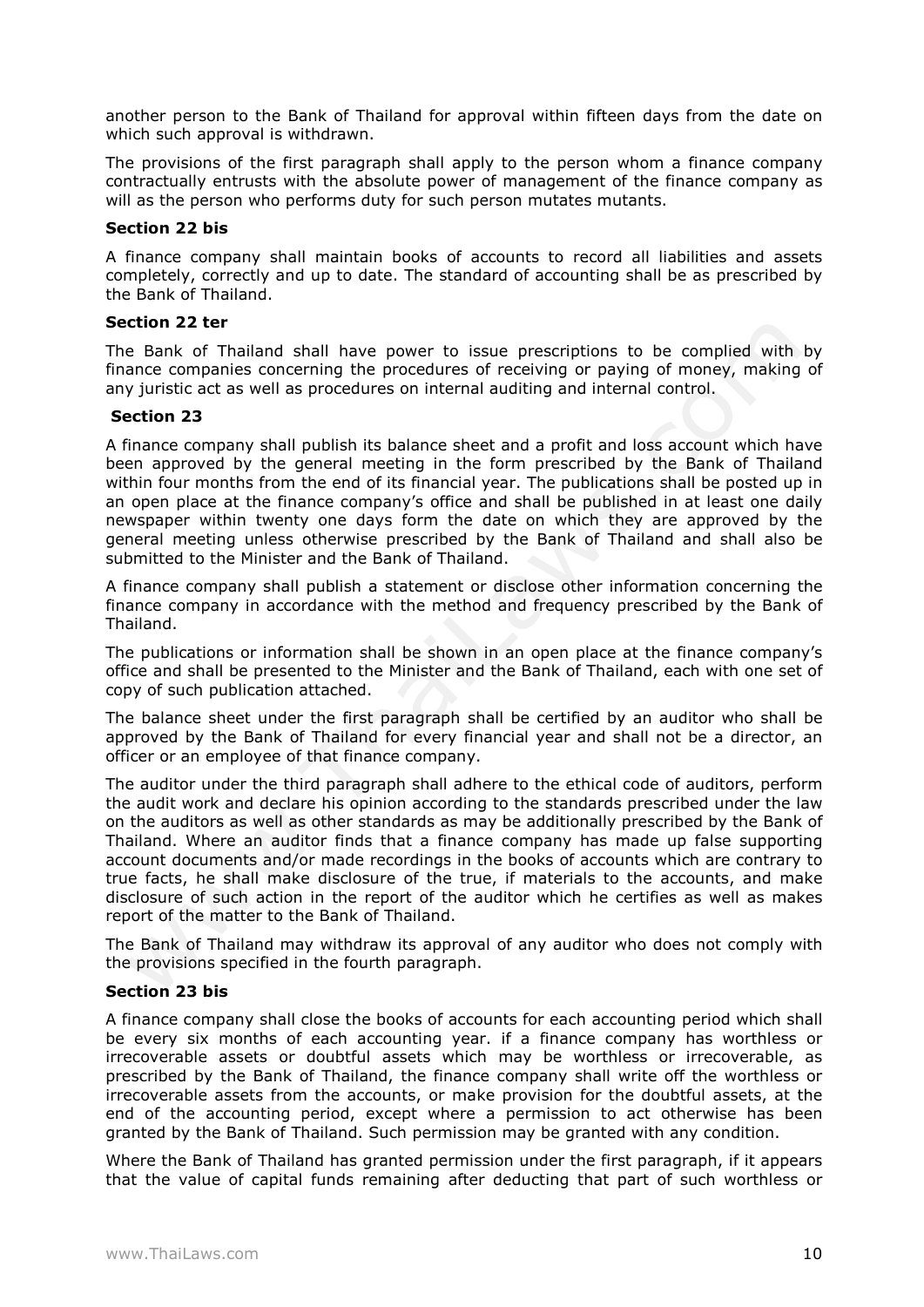another person to the Bank of Thailand for approval within fifteen days from the date on which such approval is withdrawn.

The provisions of the first paragraph shall apply to the person whom a finance company contractually entrusts with the absolute power of management of the finance company as will as the person who performs duty for such person mutates mutants.

**Section 22 bis**

A finance company shall maintain books of accounts to record all liabilities and assets completely, correctly and up to date. The standard of accounting shall be as prescribed by the Bank of Thailand.

**Section 22 ter**

The Bank of Thailand shall have power to issue prescriptions to be complied with by finance companies concerning the procedures of receiving or paying of money, making of any juristic act as well as procedures on internal auditing and internal control.

**Section 23**

A finance company shall publish its balance sheet and a profit and loss account which have been approved by the general meeting in the form prescribed by the Bank of Thailand within four months from the end of its financial year. The publications shall be posted up in an open place at the finance company's office and shall be published in at least one daily newspaper within twenty one days form the date on which they are approved by the general meeting unless otherwise prescribed by the Bank of Thailand and shall also be submitted to the Minister and the Bank of Thailand.

A finance company shall publish a statement or disclose other information concerning the finance company in accordance with the method and frequency prescribed by the Bank of Thailand.

The publications or information shall be shown in an open place at the finance company's office and shall be presented to the Minister and the Bank of Thailand, each with one set of copy of such publication attached.

The balance sheet under the first paragraph shall be certified by an auditor who shall be approved by the Bank of Thailand for every financial year and shall not be a director, an officer or an employee of that finance company.

The auditor under the third paragraph shall adhere to the ethical code of auditors, perform the audit work and declare his opinion according to the standards prescribed under the law on the auditors as well as other standards as may be additionally prescribed by the Bank of Thailand. Where an auditor finds that a finance company has made up false supporting account documents and/or made recordings in the books of accounts which are contrary to true facts, he shall make disclosure of the true, if materials to the accounts, and make disclosure of such action in the report of the auditor which he certifies as well as makes report of the matter to the Bank of Thailand.

The Bank of Thailand may withdraw its approval of any auditor who does not comply with the provisions specified in the fourth paragraph.

**Section 23 bis**

A finance company shall close the books of accounts for each accounting period which shall be every six months of each accounting year. if a finance company has worthless or irrecoverable assets or doubtful assets which may be worthless or irrecoverable, as prescribed by the Bank of Thailand, the finance company shall write off the worthless or irrecoverable assets from the accounts, or make provision for the doubtful assets, at the end of the accounting period, except where a permission to act otherwise has been granted by the Bank of Thailand. Such permission may be granted with any condition.

Where the Bank of Thailand has granted permission under the first paragraph, if it appears that the value of capital funds remaining after deducting that part of such worthless or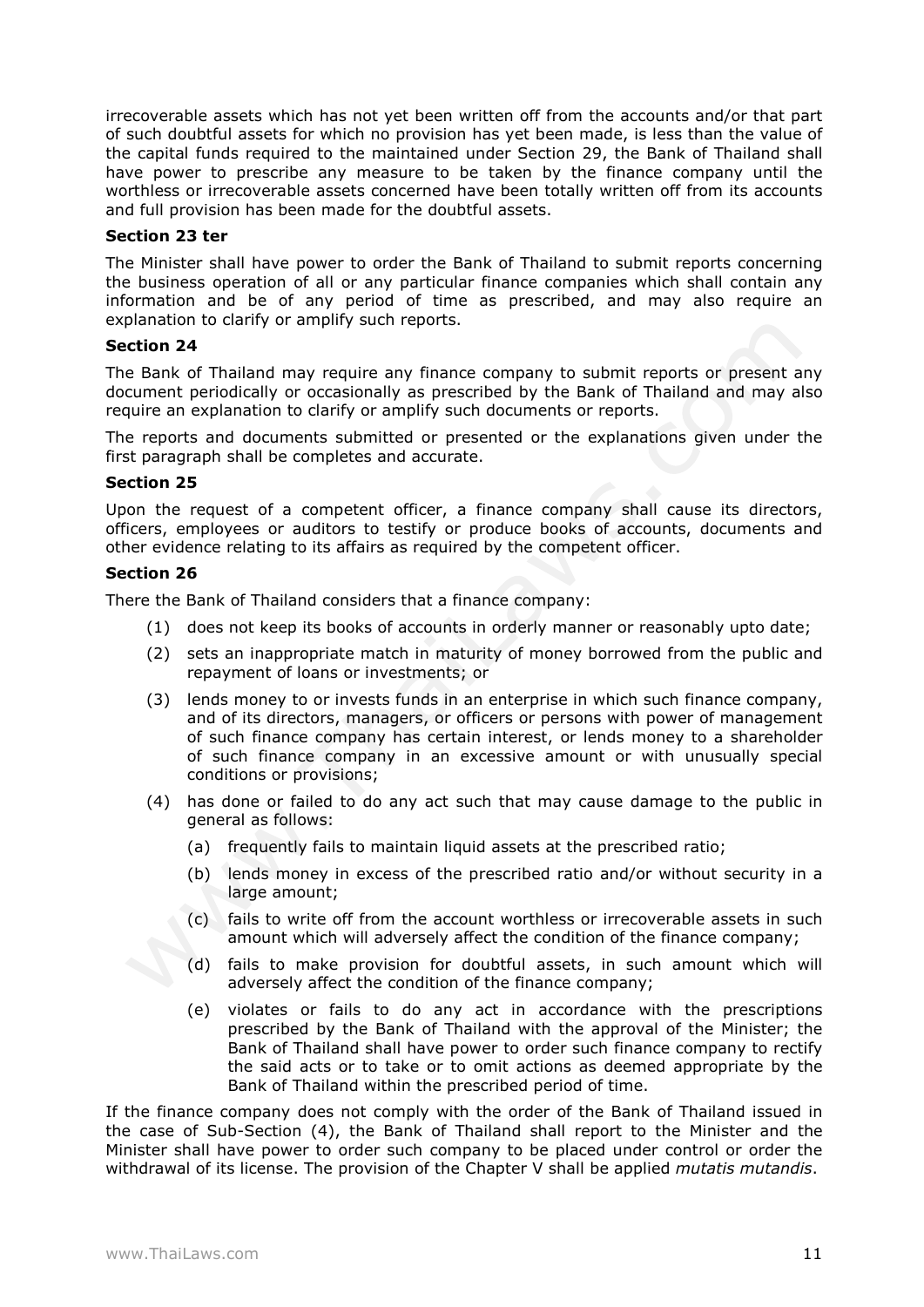irrecoverable assets which has not yet been written off from the accounts and/or that part of such doubtful assets for which no provision has yet been made, is less than the value of the capital funds required to the maintained under Section 29, the Bank of Thailand shall have power to prescribe any measure to be taken by the finance company until the worthless or irrecoverable assets concerned have been totally written off from its accounts and full provision has been made for the doubtful assets.

### Section 23 ter

The Minister shall have power to order the Bank of Thailand to submit reports concerning the business operation of all or any particular finance companies which shall contain any information and be of any period of time as prescribed, and may also require an explanation to clarify or amplify such reports.

### Section 24

The Bank of Thailand may require any finance company to submit reports or present any document periodically or occasionally as prescribed by the Bank of Thailand and may also require an explanation to clarify or amplify such documents or reports.

The reports and documents submitted or presented or the explanations given under the first paragraph shall be completes and accurate.

### Section 25

Upon the request of a competent officer, a finance company shall cause its directors, officers, employees or auditors to testify or produce books of accounts, documents and other evidence relating to its affairs as required by the competent officer.

### Section 26

There the Bank of Thailand considers that a finance company:

(1) does not keep its books of accounts in orderly manner or reasonably upto date;

(2) sets an inappropriate match in maturity of money borrowed from the public and repayment of loans or investments; or

(3) lends money to or invests funds in an enterprise in which such finance company, and of its directors, managers, or officers or persons with power of management of such finance company has certain interest, or lends money to a shareholder of such finance company in an excessive amount or with unusually special conditions or provisions;

(4) has done or failed to do any act such that may cause damage to the public in general as follows:

 (a) frequently fails to maintain liquid assets at the prescribed ratio;

 (b) lends money in excess of the prescribed ratio and/or without security in a large amount;

 (c) fails to write off from the account worthless or irrecoverable assets in such amount which will adversely affect the condition of the finance company;

 (d) fails to make provision for doubtful assets, in such amount which will adversely affect the condition of the finance company;

 (e) violates or fails to do any act in accordance with the prescriptions prescribed by the Bank of Thailand with the approval of the Minister; the Bank of Thailand shall have power to order such finance company to rectify the said acts or to take or to omit actions as deemed appropriate by the Bank of Thailand within the prescribed period of time.

If the finance company does not comply with the order of the Bank of Thailand issued in the case of Sub-Section (4), the Bank of Thailand shall report to the Minister and the Minister shall have power to order such company to be placed under control or order the withdrawal of its license. The provision of the Chapter V shall be applied *mutatis mutandis*.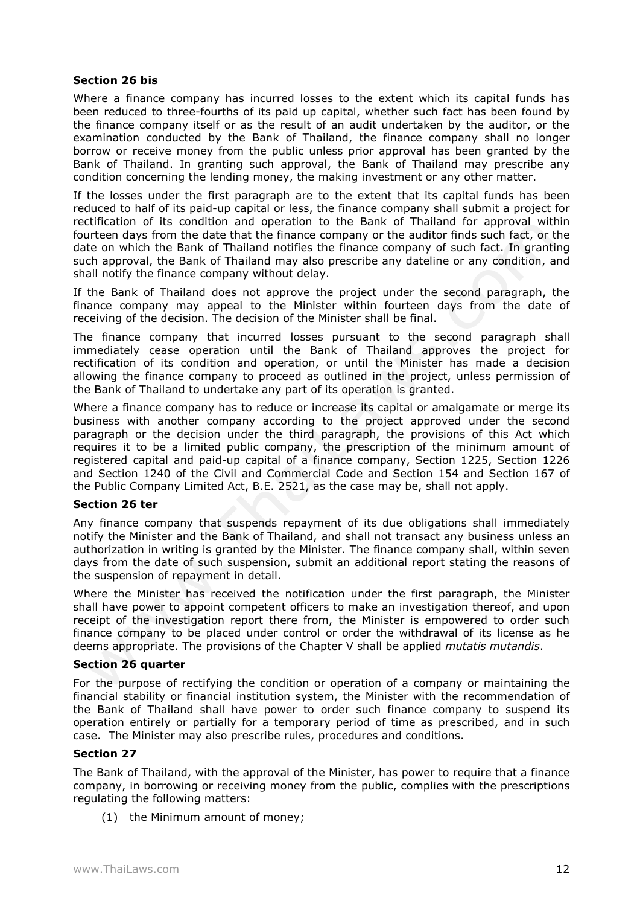**Section 26 bis**

Where a finance company has incurred losses to the extent which its capital funds has been reduced to three-fourths of its paid up capital, whether such fact has been found by the finance company itself or as the result of an audit undertaken by the auditor, or the examination conducted by the Bank of Thailand, the finance company shall no longer borrow or receive money from the public unless prior approval has been granted by the Bank of Thailand. In granting such approval, the Bank of Thailand may prescribe any condition concerning the lending money, the making investment or any other matter.

If the losses under the first paragraph are to the extent that its capital funds has been reduced to half of its paid-up capital or less, the finance company shall submit a project for rectification of its condition and operation to the Bank of Thailand for approval within fourteen days from the date that the finance company or the auditor finds such fact, or the date on which the Bank of Thailand notifies the finance company of such fact. In granting such approval, the Bank of Thailand may also prescribe any dateline or any condition, and shall notify the finance company without delay.

If the Bank of Thailand does not approve the project under the second paragraph, the finance company may appeal to the Minister within fourteen days from the date of receiving of the decision. The decision of the Minister shall be final.

The finance company that incurred losses pursuant to the second paragraph shall immediately cease operation until the Bank of Thailand approves the project for rectification of its condition and operation, or until the Minister has made a decision allowing the finance company to proceed as outlined in the project, unless permission of the Bank of Thailand to undertake any part of its operation is granted.

Where a finance company has to reduce or increase its capital or amalgamate or merge its business with another company according to the project approved under the second paragraph or the decision under the third paragraph, the provisions of this Act which requires it to be a limited public company, the prescription of the minimum amount of registered capital and paid-up capital of a finance company, Section 1225, Section 1226 and Section 1240 of the Civil and Commercial Code and Section 154 and Section 167 of the Public Company Limited Act, B.E. 2521, as the case may be, shall not apply.

**Section 26 ter**

Any finance company that suspends repayment of its due obligations shall immediately notify the Minister and the Bank of Thailand, and shall not transact any business unless an authorization in writing is granted by the Minister. The finance company shall, within seven days from the date of such suspension, submit an additional report stating the reasons of the suspension of repayment in detail.

Where the Minister has received the notification under the first paragraph, the Minister shall have power to appoint competent officers to make an investigation thereof, and upon receipt of the investigation report there from, the Minister is empowered to order such finance company to be placed under control or order the withdrawal of its license as he deems appropriate. The provisions of the Chapter V shall be applied *mutatis mutandis*.

**Section 26 quarter**

For the purpose of rectifying the condition or operation of a company or maintaining the financial stability or financial institution system, the Minister with the recommendation of the Bank of Thailand shall have power to order such finance company to suspend its operation entirely or partially for a temporary period of time as prescribed, and in such case. The Minister may also prescribe rules, procedures and conditions.

**Section 27**

The Bank of Thailand, with the approval of the Minister, has power to require that a finance company, in borrowing or receiving money from the public, complies with the prescriptions regulating the following matters:

(1) the Minimum amount of money;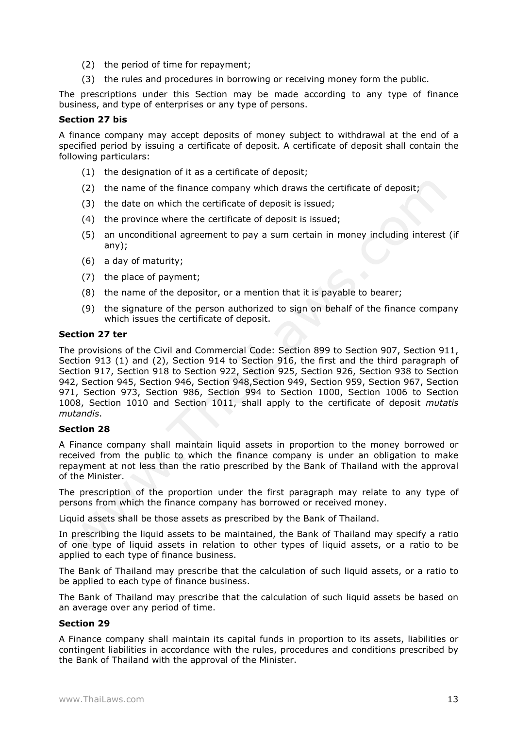(2) the period of time for repayment;

(3) the rules and procedures in borrowing or receiving money form the public.

The prescriptions under this Section may be made according to any type of finance business, and type of enterprises or any type of persons.

**Section 27 bis**

A finance company may accept deposits of money subject to withdrawal at the end of a specified period by issuing a certificate of deposit. A certificate of deposit shall contain the following particulars:

(1) the designation of it as a certificate of deposit;

(2) the name of the finance company which draws the certificate of deposit;

(3) the date on which the certificate of deposit is issued;

(4) the province where the certificate of deposit is issued;

(5) an unconditional agreement to pay a sum certain in money including interest (if any);

(6) a day of maturity;

(7) the place of payment;

(8) the name of the depositor, or a mention that it is payable to bearer;

(9) the signature of the person authorized to sign on behalf of the finance company which issues the certificate of deposit.

**Section 27 ter**

The provisions of the Civil and Commercial Code: Section 899 to Section 907, Section 911, Section 913 (1) and (2), Section 914 to Section 916, the first and the third paragraph of Section 917, Section 918 to Section 922, Section 925, Section 926, Section 938 to Section 942, Section 945, Section 946, Section 948,Section 949, Section 959, Section 967, Section 971, Section 973, Section 986, Section 994 to Section 1000, Section 1006 to Section 1008, Section 1010 and Section 1011, shall apply to the certificate of deposit *mutatis mutandis*.

**Section 28**

A Finance company shall maintain liquid assets in proportion to the money borrowed or received from the public to which the finance company is under an obligation to make repayment at not less than the ratio prescribed by the Bank of Thailand with the approval of the Minister.

The prescription of the proportion under the first paragraph may relate to any type of persons from which the finance company has borrowed or received money.

Liquid assets shall be those assets as prescribed by the Bank of Thailand.

In prescribing the liquid assets to be maintained, the Bank of Thailand may specify a ratio of one type of liquid assets in relation to other types of liquid assets, or a ratio to be applied to each type of finance business.

The Bank of Thailand may prescribe that the calculation of such liquid assets, or a ratio to be applied to each type of finance business.

The Bank of Thailand may prescribe that the calculation of such liquid assets be based on an average over any period of time.

**Section 29**

A Finance company shall maintain its capital funds in proportion to its assets, liabilities or contingent liabilities in accordance with the rules, procedures and conditions prescribed by the Bank of Thailand with the approval of the Minister.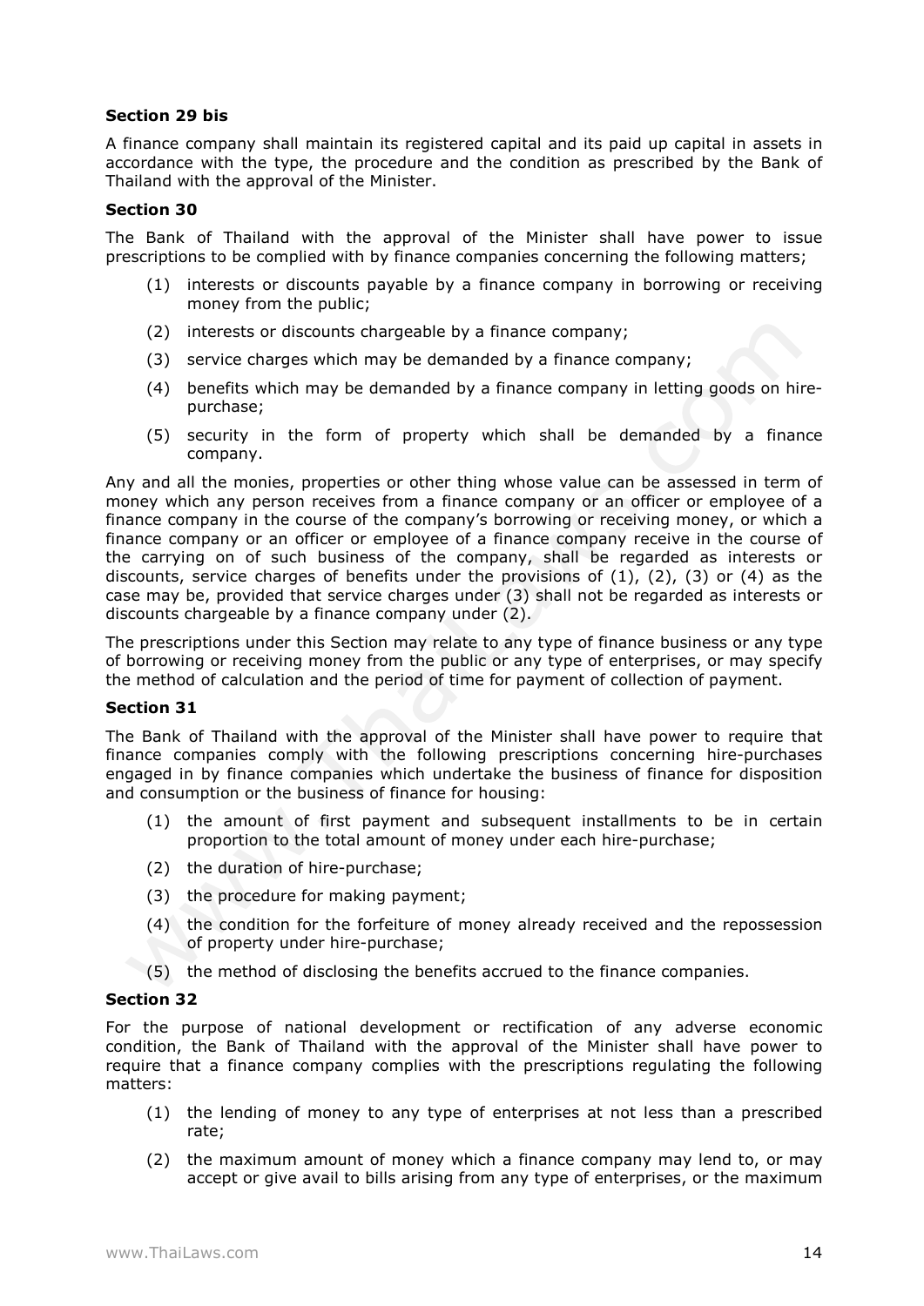**Section 29 bis**

A finance company shall maintain its registered capital and its paid up capital in assets in accordance with the type, the procedure and the condition as prescribed by the Bank of Thailand with the approval of the Minister.

**Section 30**

The Bank of Thailand with the approval of the Minister shall have power to issue prescriptions to be complied with by finance companies concerning the following matters;

(1) interests or discounts payable by a finance company in borrowing or receiving money from the public;

(2) interests or discounts chargeable by a finance company;

(3) service charges which may be demanded by a finance company;

(4) benefits which may be demanded by a finance company in letting goods on hire-purchase;

(5) security in the form of property which shall be demanded by a finance company.

Any and all the monies, properties or other thing whose value can be assessed in term of money which any person receives from a finance company or an officer or employee of a finance company in the course of the company's borrowing or receiving money, or which a finance company or an officer or employee of a finance company receive in the course of the carrying on of such business of the company, shall be regarded as interests or discounts, service charges of benefits under the provisions of (1), (2), (3) or (4) as the case may be, provided that service charges under (3) shall not be regarded as interests or discounts chargeable by a finance company under (2).

The prescriptions under this Section may relate to any type of finance business or any type of borrowing or receiving money from the public or any type of enterprises, or may specify the method of calculation and the period of time for payment of collection of payment.

**Section 31**

The Bank of Thailand with the approval of the Minister shall have power to require that finance companies comply with the following prescriptions concerning hire-purchases engaged in by finance companies which undertake the business of finance for disposition and consumption or the business of finance for housing:

(1) the amount of first payment and subsequent installments to be in certain proportion to the total amount of money under each hire-purchase;

(2) the duration of hire-purchase;

(3) the procedure for making payment;

(4) the condition for the forfeiture of money already received and the repossession of property under hire-purchase;

(5) the method of disclosing the benefits accrued to the finance companies.

**Section 32**

For the purpose of national development or rectification of any adverse economic condition, the Bank of Thailand with the approval of the Minister shall have power to require that a finance company complies with the prescriptions regulating the following matters:

(1) the lending of money to any type of enterprises at not less than a prescribed rate;

(2) the maximum amount of money which a finance company may lend to, or may accept or give avail to bills arising from any type of enterprises, or the maximum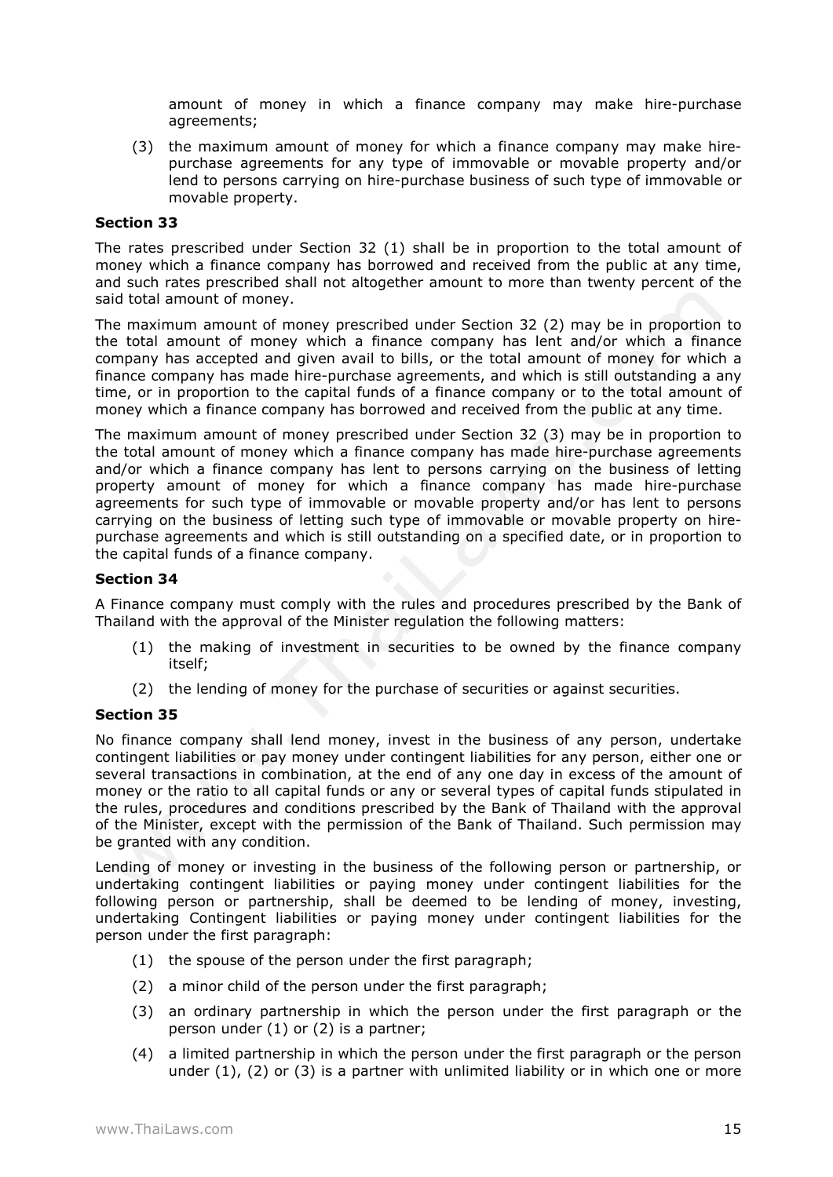amount of money in which a finance company may make hire-purchase agreements;

(3) the maximum amount of money for which a finance company may make hire-purchase agreements for any type of immovable or movable property and/or lend to persons carrying on hire-purchase business of such type of immovable or movable property.

**Section 33**

The rates prescribed under Section 32 (1) shall be in proportion to the total amount of money which a finance company has borrowed and received from the public at any time, and such rates prescribed shall not altogether amount to more than twenty percent of the said total amount of money.

The maximum amount of money prescribed under Section 32 (2) may be in proportion to the total amount of money which a finance company has lent and/or which a finance company has accepted and given avail to bills, or the total amount of money for which a finance company has made hire-purchase agreements, and which is still outstanding a any time, or in proportion to the capital funds of a finance company or to the total amount of money which a finance company has borrowed and received from the public at any time.

The maximum amount of money prescribed under Section 32 (3) may be in proportion to the total amount of money which a finance company has made hire-purchase agreements and/or which a finance company has lent to persons carrying on the business of letting property amount of money for which a finance company has made hire-purchase agreements for such type of immovable or movable property and/or has lent to persons carrying on the business of letting such type of immovable or movable property on hire-purchase agreements and which is still outstanding on a specified date, or in proportion to the capital funds of a finance company.

**Section 34**

A Finance company must comply with the rules and procedures prescribed by the Bank of Thailand with the approval of the Minister regulation the following matters:

(1) the making of investment in securities to be owned by the finance company itself;

(2) the lending of money for the purchase of securities or against securities.

**Section 35**

No finance company shall lend money, invest in the business of any person, undertake contingent liabilities or pay money under contingent liabilities for any person, either one or several transactions in combination, at the end of any one day in excess of the amount of money or the ratio to all capital funds or any or several types of capital funds stipulated in the rules, procedures and conditions prescribed by the Bank of Thailand with the approval of the Minister, except with the permission of the Bank of Thailand. Such permission may be granted with any condition.

Lending of money or investing in the business of the following person or partnership, or undertaking contingent liabilities or paying money under contingent liabilities for the following person or partnership, shall be deemed to be lending of money, investing, undertaking Contingent liabilities or paying money under contingent liabilities for the person under the first paragraph:

(1) the spouse of the person under the first paragraph;

(2) a minor child of the person under the first paragraph;

(3) an ordinary partnership in which the person under the first paragraph or the person under (1) or (2) is a partner;

(4) a limited partnership in which the person under the first paragraph or the person under (1), (2) or (3) is a partner with unlimited liability or in which one or more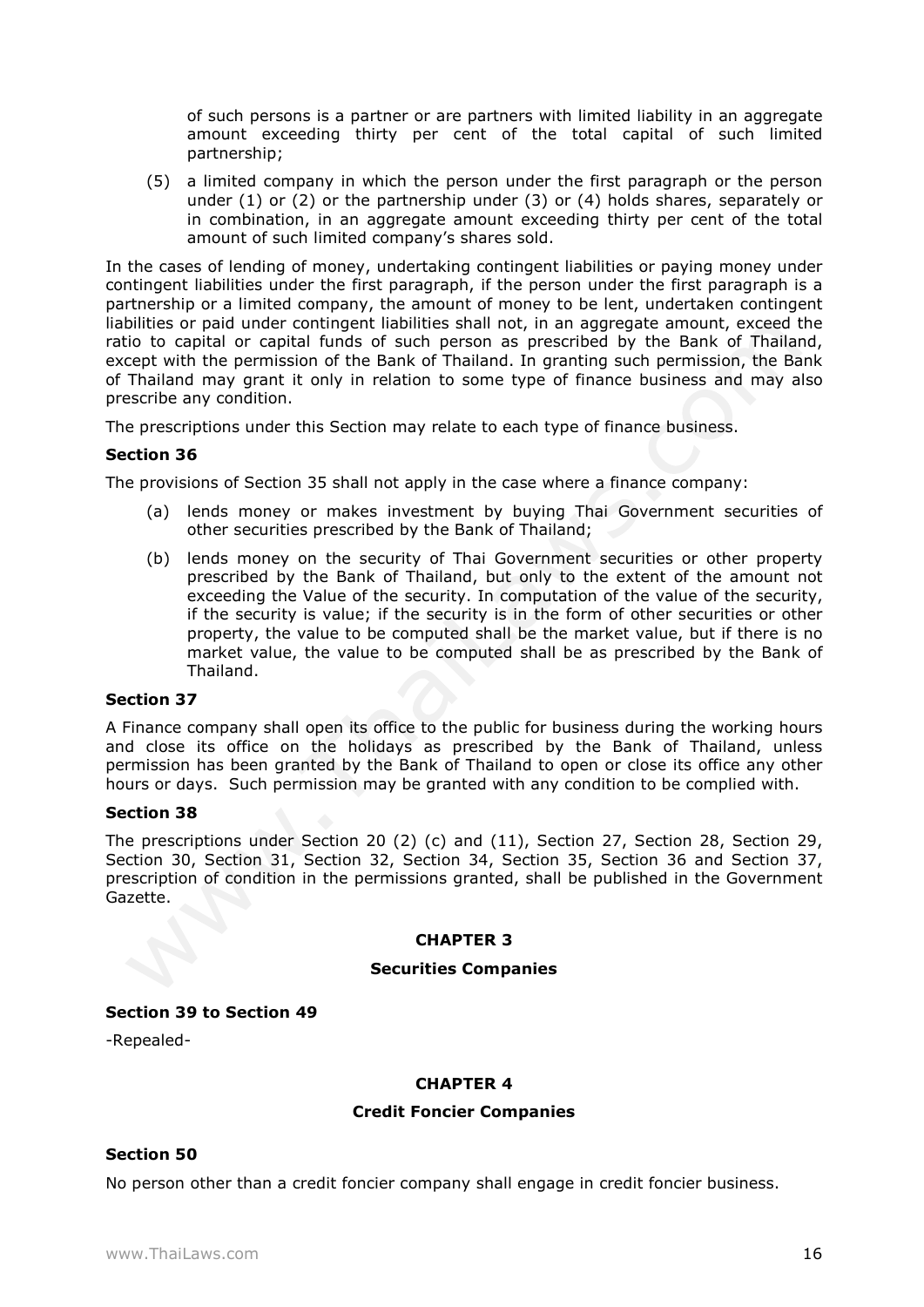of such persons is a partner or are partners with limited liability in an aggregate amount exceeding thirty per cent of the total capital of such limited partnership;

(5) a limited company in which the person under the first paragraph or the person under (1) or (2) or the partnership under (3) or (4) holds shares, separately or in combination, in an aggregate amount exceeding thirty per cent of the total amount of such limited company's shares sold.

In the cases of lending of money, undertaking contingent liabilities or paying money under contingent liabilities under the first paragraph, if the person under the first paragraph is a partnership or a limited company, the amount of money to be lent, undertaken contingent liabilities or paid under contingent liabilities shall not, in an aggregate amount, exceed the ratio to capital or capital funds of such person as prescribed by the Bank of Thailand, except with the permission of the Bank of Thailand. In granting such permission, the Bank of Thailand may grant it only in relation to some type of finance business and may also prescribe any condition.

The prescriptions under this Section may relate to each type of finance business.

**Section 36**

The provisions of Section 35 shall not apply in the case where a finance company:

(a) lends money or makes investment by buying Thai Government securities of other securities prescribed by the Bank of Thailand;

(b) lends money on the security of Thai Government securities or other property prescribed by the Bank of Thailand, but only to the extent of the amount not exceeding the Value of the security. In computation of the value of the security, if the security is value; if the security is in the form of other securities or other property, the value to be computed shall be the market value, but if there is no market value, the value to be computed shall be as prescribed by the Bank of Thailand.

**Section 37**

A Finance company shall open its office to the public for business during the working hours and close its office on the holidays as prescribed by the Bank of Thailand, unless permission has been granted by the Bank of Thailand to open or close its office any other hours or days. Such permission may be granted with any condition to be complied with.

**Section 38**

The prescriptions under Section 20 (2) (c) and (11), Section 27, Section 28, Section 29, Section 30, Section 31, Section 32, Section 34, Section 35, Section 36 and Section 37, prescription of condition in the permissions granted, shall be published in the Government Gazette.

## CHAPTER 3

## Securities Companies

**Section 39 to Section 49**

-Repealed-

## CHAPTER 4

## Credit Foncier Companies

**Section 50**

No person other than a credit foncier company shall engage in credit foncier business.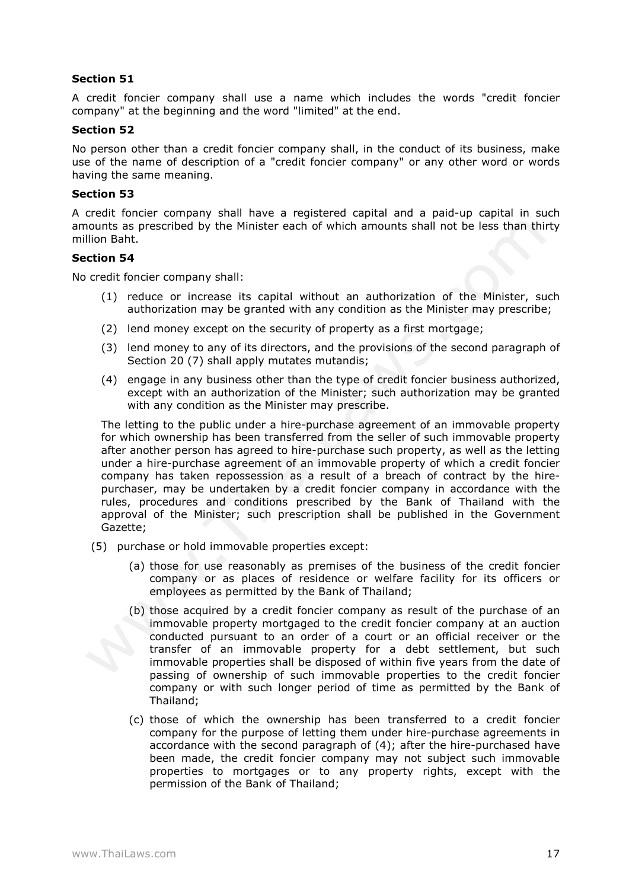**Section 51**

A credit foncier company shall use a name which includes the words "credit foncier company" at the beginning and the word "limited" at the end.

**Section 52**

No person other than a credit foncier company shall, in the conduct of its business, make use of the name of description of a "credit foncier company" or any other word or words having the same meaning.

**Section 53**

A credit foncier company shall have a registered capital and a paid-up capital in such amounts as prescribed by the Minister each of which amounts shall not be less than thirty million Baht.

**Section 54**

No credit foncier company shall:

(1) reduce or increase its capital without an authorization of the Minister, such authorization may be granted with any condition as the Minister may prescribe;

(2) lend money except on the security of property as a first mortgage;

(3) lend money to any of its directors, and the provisions of the second paragraph of Section 20 (7) shall apply mutates mutandis;

(4) engage in any business other than the type of credit foncier business authorized, except with an authorization of the Minister; such authorization may be granted with any condition as the Minister may prescribe.

The letting to the public under a hire-purchase agreement of an immovable property for which ownership has been transferred from the seller of such immovable property after another person has agreed to hire-purchase such property, as well as the letting under a hire-purchase agreement of an immovable property of which a credit foncier company has taken repossession as a result of a breach of contract by the hire-purchaser, may be undertaken by a credit foncier company in accordance with the rules, procedures and conditions prescribed by the Bank of Thailand with the approval of the Minister; such prescription shall be published in the Government Gazette;

(5) purchase or hold immovable properties except:

(a) those for use reasonably as premises of the business of the credit foncier company or as places of residence or welfare facility for its officers or employees as permitted by the Bank of Thailand;

(b) those acquired by a credit foncier company as result of the purchase of an immovable property mortgaged to the credit foncier company at an auction conducted pursuant to an order of a court or an official receiver or the transfer of an immovable property for a debt settlement, but such immovable properties shall be disposed of within five years from the date of passing of ownership of such immovable properties to the credit foncier company or with such longer period of time as permitted by the Bank of Thailand;

(c) those of which the ownership has been transferred to a credit foncier company for the purpose of letting them under hire-purchase agreements in accordance with the second paragraph of (4); after the hire-purchased have been made, the credit foncier company may not subject such immovable properties to mortgages or to any property rights, except with the permission of the Bank of Thailand;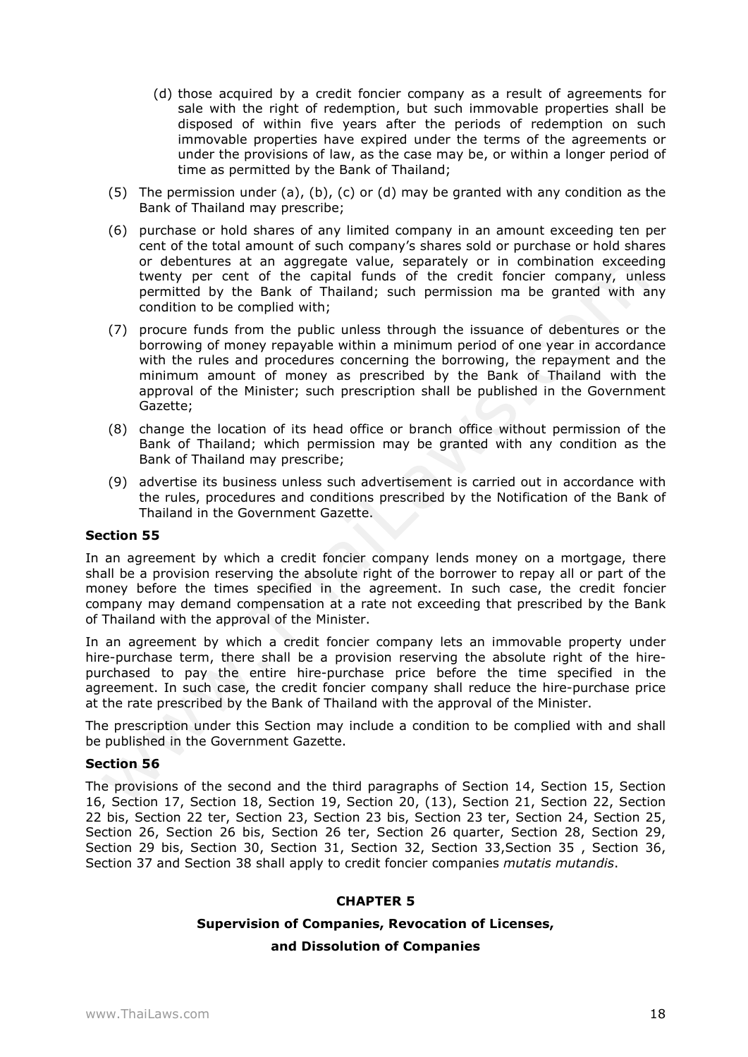(d) those acquired by a credit foncier company as a result of agreements for sale with the right of redemption, but such immovable properties shall be disposed of within five years after the periods of redemption on such immovable properties have expired under the terms of the agreements or under the provisions of law, as the case may be, or within a longer period of time as permitted by the Bank of Thailand;

(5) The permission under (a), (b), (c) or (d) may be granted with any condition as the Bank of Thailand may prescribe;

(6) purchase or hold shares of any limited company in an amount exceeding ten per cent of the total amount of such company's shares sold or purchase or hold shares or debentures at an aggregate value, separately or in combination exceeding twenty per cent of the capital funds of the credit foncier company, unless permitted by the Bank of Thailand; such permission ma be granted with any condition to be complied with;

(7) procure funds from the public unless through the issuance of debentures or the borrowing of money repayable within a minimum period of one year in accordance with the rules and procedures concerning the borrowing, the repayment and the minimum amount of money as prescribed by the Bank of Thailand with the approval of the Minister; such prescription shall be published in the Government Gazette;

(8) change the location of its head office or branch office without permission of the Bank of Thailand; which permission may be granted with any condition as the Bank of Thailand may prescribe;

(9) advertise its business unless such advertisement is carried out in accordance with the rules, procedures and conditions prescribed by the Notification of the Bank of Thailand in the Government Gazette.

**Section 55**

In an agreement by which a credit foncier company lends money on a mortgage, there shall be a provision reserving the absolute right of the borrower to repay all or part of the money before the times specified in the agreement. In such case, the credit foncier company may demand compensation at a rate not exceeding that prescribed by the Bank of Thailand with the approval of the Minister.

In an agreement by which a credit foncier company lets an immovable property under hire-purchase term, there shall be a provision reserving the absolute right of the hire-purchased to pay the entire hire-purchase price before the time specified in the agreement. In such case, the credit foncier company shall reduce the hire-purchase price at the rate prescribed by the Bank of Thailand with the approval of the Minister.

The prescription under this Section may include a condition to be complied with and shall be published in the Government Gazette.

**Section 56**

The provisions of the second and the third paragraphs of Section 14, Section 15, Section 16, Section 17, Section 18, Section 19, Section 20, (13), Section 21, Section 22, Section 22 bis, Section 22 ter, Section 23, Section 23 bis, Section 23 ter, Section 24, Section 25, Section 26, Section 26 bis, Section 26 ter, Section 26 quarter, Section 28, Section 29, Section 29 bis, Section 30, Section 31, Section 32, Section 33,Section 35 , Section 36, Section 37 and Section 38 shall apply to credit foncier companies *mutatis mutandis*.

## CHAPTER 5

## Supervision of Companies, Revocation of Licenses, and Dissolution of Companies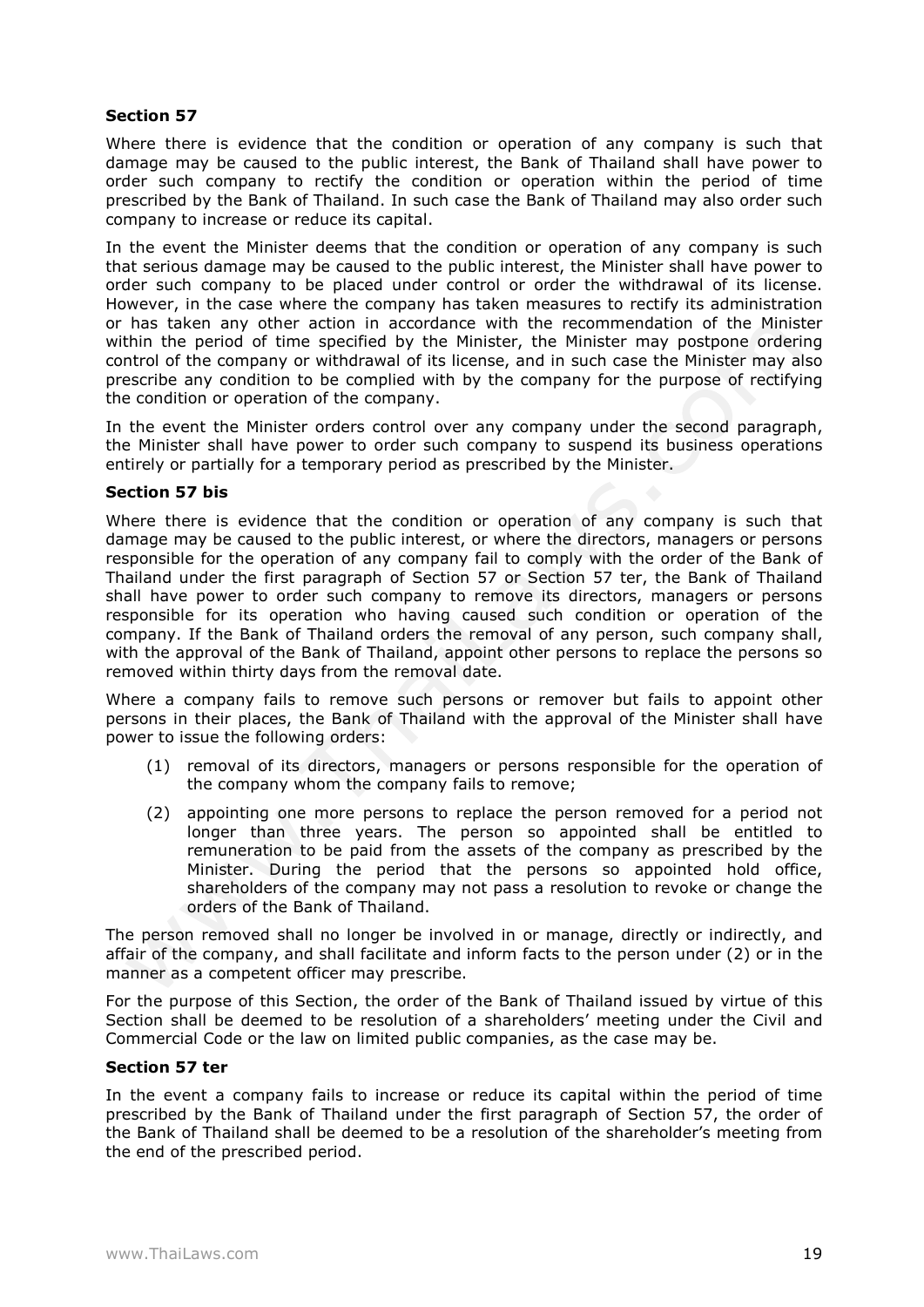**Section 57**

Where there is evidence that the condition or operation of any company is such that damage may be caused to the public interest, the Bank of Thailand shall have power to order such company to rectify the condition or operation within the period of time prescribed by the Bank of Thailand. In such case the Bank of Thailand may also order such company to increase or reduce its capital.

In the event the Minister deems that the condition or operation of any company is such that serious damage may be caused to the public interest, the Minister shall have power to order such company to be placed under control or order the withdrawal of its license. However, in the case where the company has taken measures to rectify its administration or has taken any other action in accordance with the recommendation of the Minister within the period of time specified by the Minister, the Minister may postpone ordering control of the company or withdrawal of its license, and in such case the Minister may also prescribe any condition to be complied with by the company for the purpose of rectifying the condition or operation of the company.

In the event the Minister orders control over any company under the second paragraph, the Minister shall have power to order such company to suspend its business operations entirely or partially for a temporary period as prescribed by the Minister.

**Section 57 bis**

Where there is evidence that the condition or operation of any company is such that damage may be caused to the public interest, or where the directors, managers or persons responsible for the operation of any company fail to comply with the order of the Bank of Thailand under the first paragraph of Section 57 or Section 57 ter, the Bank of Thailand shall have power to order such company to remove its directors, managers or persons responsible for its operation who having caused such condition or operation of the company. If the Bank of Thailand orders the removal of any person, such company shall, with the approval of the Bank of Thailand, appoint other persons to replace the persons so removed within thirty days from the removal date.

Where a company fails to remove such persons or remover but fails to appoint other persons in their places, the Bank of Thailand with the approval of the Minister shall have power to issue the following orders:

(1) removal of its directors, managers or persons responsible for the operation of the company whom the company fails to remove;

(2) appointing one more persons to replace the person removed for a period not longer than three years. The person so appointed shall be entitled to remuneration to be paid from the assets of the company as prescribed by the Minister. During the period that the persons so appointed hold office, shareholders of the company may not pass a resolution to revoke or change the orders of the Bank of Thailand.

The person removed shall no longer be involved in or manage, directly or indirectly, and affair of the company, and shall facilitate and inform facts to the person under (2) or in the manner as a competent officer may prescribe.

For the purpose of this Section, the order of the Bank of Thailand issued by virtue of this Section shall be deemed to be resolution of a shareholders' meeting under the Civil and Commercial Code or the law on limited public companies, as the case may be.

**Section 57 ter**

In the event a company fails to increase or reduce its capital within the period of time prescribed by the Bank of Thailand under the first paragraph of Section 57, the order of the Bank of Thailand shall be deemed to be a resolution of the shareholder's meeting from the end of the prescribed period.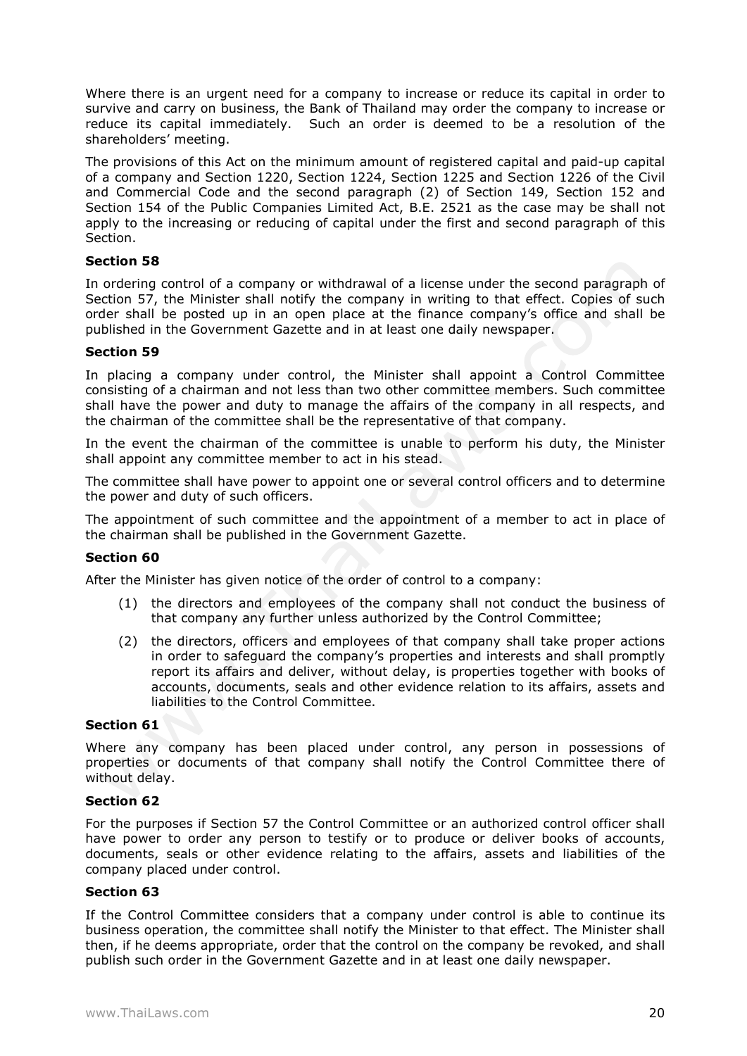Where there is an urgent need for a company to increase or reduce its capital in order to survive and carry on business, the Bank of Thailand may order the company to increase or reduce its capital immediately. Such an order is deemed to be a resolution of the shareholders' meeting.

The provisions of this Act on the minimum amount of registered capital and paid-up capital of a company and Section 1220, Section 1224, Section 1225 and Section 1226 of the Civil and Commercial Code and the second paragraph (2) of Section 149, Section 152 and Section 154 of the Public Companies Limited Act, B.E. 2521 as the case may be shall not apply to the increasing or reducing of capital under the first and second paragraph of this Section.

**Section 58**

In ordering control of a company or withdrawal of a license under the second paragraph of Section 57, the Minister shall notify the company in writing to that effect. Copies of such order shall be posted up in an open place at the finance company's office and shall be published in the Government Gazette and in at least one daily newspaper.

**Section 59**

In placing a company under control, the Minister shall appoint a Control Committee consisting of a chairman and not less than two other committee members. Such committee shall have the power and duty to manage the affairs of the company in all respects, and the chairman of the committee shall be the representative of that company.

In the event the chairman of the committee is unable to perform his duty, the Minister shall appoint any committee member to act in his stead.

The committee shall have power to appoint one or several control officers and to determine the power and duty of such officers.

The appointment of such committee and the appointment of a member to act in place of the chairman shall be published in the Government Gazette.

**Section 60**

After the Minister has given notice of the order of control to a company:

(1) the directors and employees of the company shall not conduct the business of that company any further unless authorized by the Control Committee;

(2) the directors, officers and employees of that company shall take proper actions in order to safeguard the company's properties and interests and shall promptly report its affairs and deliver, without delay, is properties together with books of accounts, documents, seals and other evidence relation to its affairs, assets and liabilities to the Control Committee.

**Section 61**

Where any company has been placed under control, any person in possessions of properties or documents of that company shall notify the Control Committee there of without delay.

**Section 62**

For the purposes if Section 57 the Control Committee or an authorized control officer shall have power to order any person to testify or to produce or deliver books of accounts, documents, seals or other evidence relating to the affairs, assets and liabilities of the company placed under control.

**Section 63**

If the Control Committee considers that a company under control is able to continue its business operation, the committee shall notify the Minister to that effect. The Minister shall then, if he deems appropriate, order that the control on the company be revoked, and shall publish such order in the Government Gazette and in at least one daily newspaper.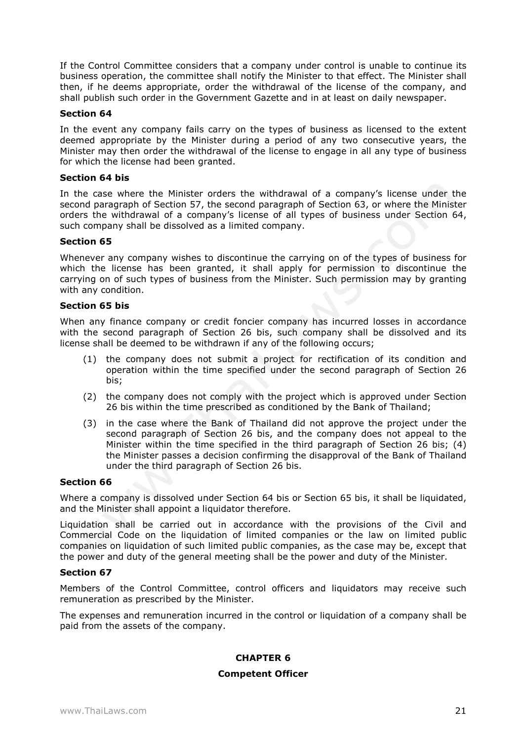If the Control Committee considers that a company under control is unable to continue its business operation, the committee shall notify the Minister to that effect. The Minister shall then, if he deems appropriate, order the withdrawal of the license of the company, and shall publish such order in the Government Gazette and in at least on daily newspaper.

**Section 64**

In the event any company fails carry on the types of business as licensed to the extent deemed appropriate by the Minister during a period of any two consecutive years, the Minister may then order the withdrawal of the license to engage in all any type of business for which the license had been granted.

**Section 64 bis**

In the case where the Minister orders the withdrawal of a company's license under the second paragraph of Section 57, the second paragraph of Section 63, or where the Minister orders the withdrawal of a company's license of all types of business under Section 64, such company shall be dissolved as a limited company.

**Section 65**

Whenever any company wishes to discontinue the carrying on of the types of business for which the license has been granted, it shall apply for permission to discontinue the carrying on of such types of business from the Minister. Such permission may by granting with any condition.

**Section 65 bis**

When any finance company or credit foncier company has incurred losses in accordance with the second paragraph of Section 26 bis, such company shall be dissolved and its license shall be deemed to be withdrawn if any of the following occurs;

(1) the company does not submit a project for rectification of its condition and operation within the time specified under the second paragraph of Section 26 bis;

(2) the company does not comply with the project which is approved under Section 26 bis within the time prescribed as conditioned by the Bank of Thailand;

(3) in the case where the Bank of Thailand did not approve the project under the second paragraph of Section 26 bis, and the company does not appeal to the Minister within the time specified in the third paragraph of Section 26 bis; (4) the Minister passes a decision confirming the disapproval of the Bank of Thailand under the third paragraph of Section 26 bis.

**Section 66**

Where a company is dissolved under Section 64 bis or Section 65 bis, it shall be liquidated, and the Minister shall appoint a liquidator therefore.

Liquidation shall be carried out in accordance with the provisions of the Civil and Commercial Code on the liquidation of limited companies or the law on limited public companies on liquidation of such limited public companies, as the case may be, except that the power and duty of the general meeting shall be the power and duty of the Minister.

**Section 67**

Members of the Control Committee, control officers and liquidators may receive such remuneration as prescribed by the Minister.

The expenses and remuneration incurred in the control or liquidation of a company shall be paid from the assets of the company.

## CHAPTER 6

## Competent Officer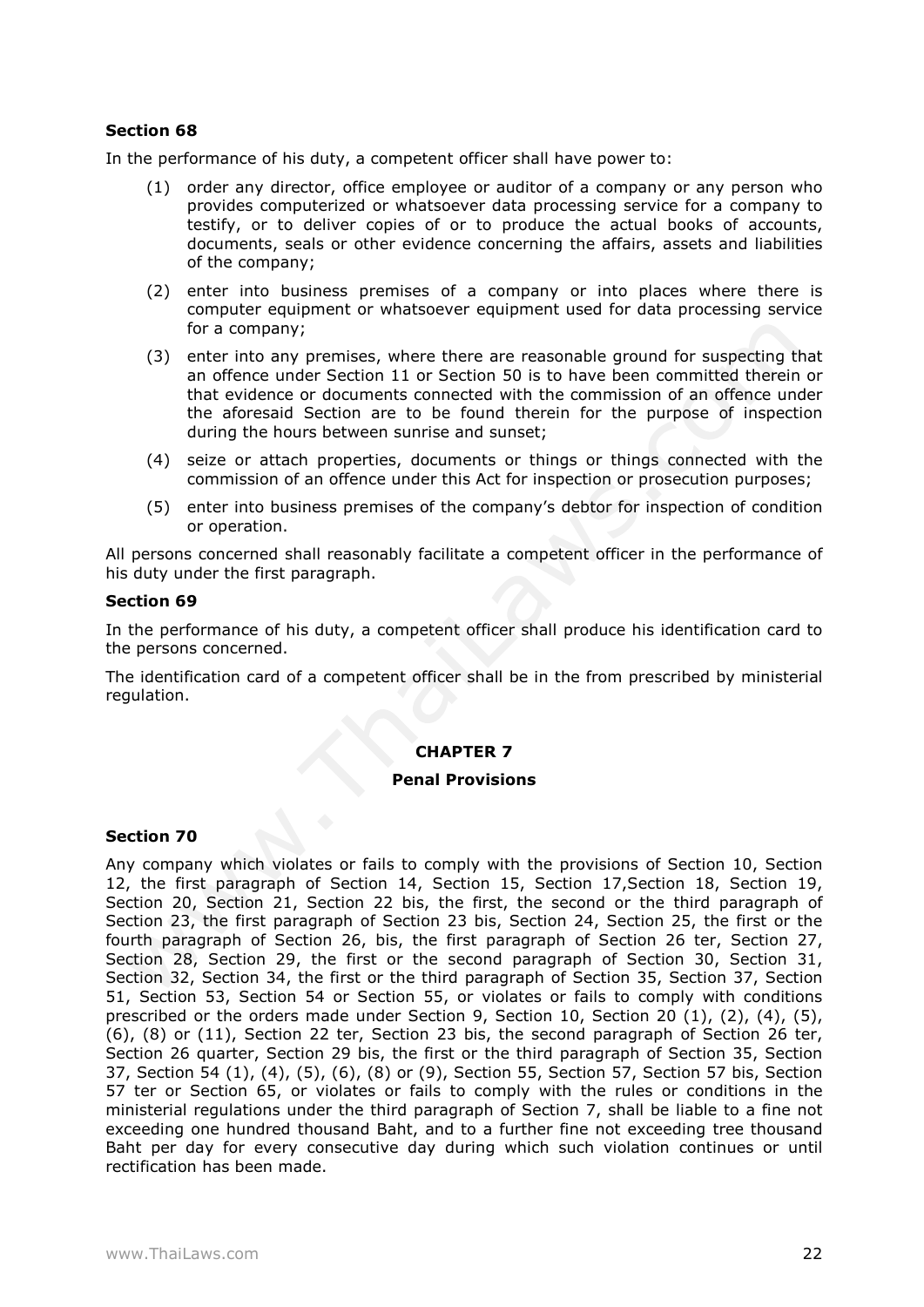**Section 68**

In the performance of his duty, a competent officer shall have power to:

(1) order any director, office employee or auditor of a company or any person who provides computerized or whatsoever data processing service for a company to testify, or to deliver copies of or to produce the actual books of accounts, documents, seals or other evidence concerning the affairs, assets and liabilities of the company;

(2) enter into business premises of a company or into places where there is computer equipment or whatsoever equipment used for data processing service for a company;

(3) enter into any premises, where there are reasonable ground for suspecting that an offence under Section 11 or Section 50 is to have been committed therein or that evidence or documents connected with the commission of an offence under the aforesaid Section are to be found therein for the purpose of inspection during the hours between sunrise and sunset;

(4) seize or attach properties, documents or things or things connected with the commission of an offence under this Act for inspection or prosecution purposes;

(5) enter into business premises of the company's debtor for inspection of condition or operation.

All persons concerned shall reasonably facilitate a competent officer in the performance of his duty under the first paragraph.

**Section 69**

In the performance of his duty, a competent officer shall produce his identification card to the persons concerned.

The identification card of a competent officer shall be in the from prescribed by ministerial regulation.

## CHAPTER 7

## Penal Provisions

**Section 70**

Any company which violates or fails to comply with the provisions of Section 10, Section 12, the first paragraph of Section 14, Section 15, Section 17,Section 18, Section 19, Section 20, Section 21, Section 22 bis, the first, the second or the third paragraph of Section 23, the first paragraph of Section 23 bis, Section 24, Section 25, the first or the fourth paragraph of Section 26, bis, the first paragraph of Section 26 ter, Section 27, Section 28, Section 29, the first or the second paragraph of Section 30, Section 31, Section 32, Section 34, the first or the third paragraph of Section 35, Section 37, Section 51, Section 53, Section 54 or Section 55, or violates or fails to comply with conditions prescribed or the orders made under Section 9, Section 10, Section 20 (1), (2), (4), (5), (6), (8) or (11), Section 22 ter, Section 23 bis, the second paragraph of Section 26 ter, Section 26 quarter, Section 29 bis, the first or the third paragraph of Section 35, Section 37, Section 54 (1), (4), (5), (6), (8) or (9), Section 55, Section 57, Section 57 bis, Section 57 ter or Section 65, or violates or fails to comply with the rules or conditions in the ministerial regulations under the third paragraph of Section 7, shall be liable to a fine not exceeding one hundred thousand Baht, and to a further fine not exceeding tree thousand Baht per day for every consecutive day during which such violation continues or until rectification has been made.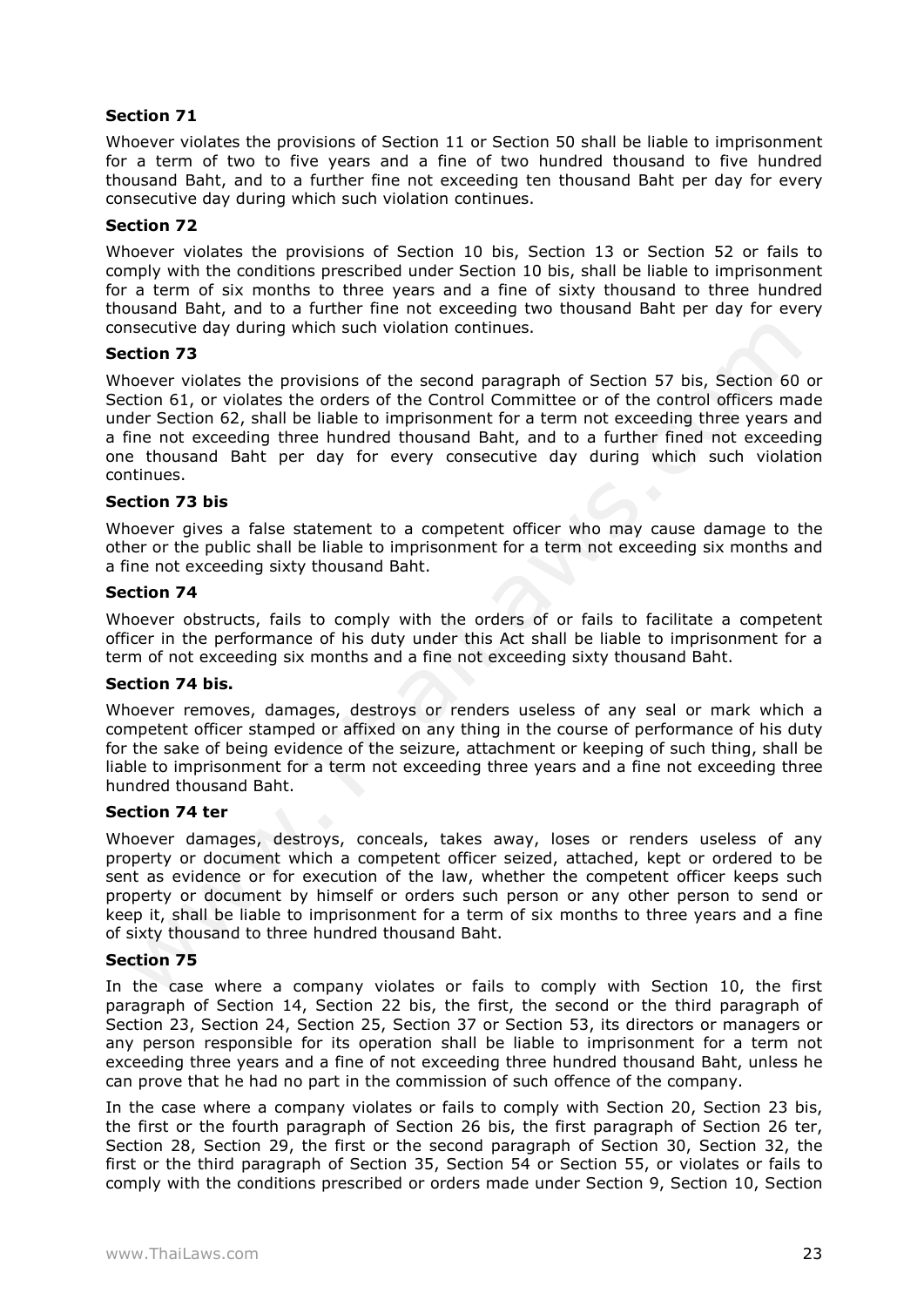**Section 71**

Whoever violates the provisions of Section 11 or Section 50 shall be liable to imprisonment for a term of two to five years and a fine of two hundred thousand to five hundred thousand Baht, and to a further fine not exceeding ten thousand Baht per day for every consecutive day during which such violation continues.

**Section 72**

Whoever violates the provisions of Section 10 bis, Section 13 or Section 52 or fails to comply with the conditions prescribed under Section 10 bis, shall be liable to imprisonment for a term of six months to three years and a fine of sixty thousand to three hundred thousand Baht, and to a further fine not exceeding two thousand Baht per day for every consecutive day during which such violation continues.

**Section 73**

Whoever violates the provisions of the second paragraph of Section 57 bis, Section 60 or Section 61, or violates the orders of the Control Committee or of the control officers made under Section 62, shall be liable to imprisonment for a term not exceeding three years and a fine not exceeding three hundred thousand Baht, and to a further fined not exceeding one thousand Baht per day for every consecutive day during which such violation continues.

**Section 73 bis**

Whoever gives a false statement to a competent officer who may cause damage to the other or the public shall be liable to imprisonment for a term not exceeding six months and a fine not exceeding sixty thousand Baht.

**Section 74**

Whoever obstructs, fails to comply with the orders of or fails to facilitate a competent officer in the performance of his duty under this Act shall be liable to imprisonment for a term of not exceeding six months and a fine not exceeding sixty thousand Baht.

**Section 74 bis.**

Whoever removes, damages, destroys or renders useless of any seal or mark which a competent officer stamped or affixed on any thing in the course of performance of his duty for the sake of being evidence of the seizure, attachment or keeping of such thing, shall be liable to imprisonment for a term not exceeding three years and a fine not exceeding three hundred thousand Baht.

**Section 74 ter**

Whoever damages, destroys, conceals, takes away, loses or renders useless of any property or document which a competent officer seized, attached, kept or ordered to be sent as evidence or for execution of the law, whether the competent officer keeps such property or document by himself or orders such person or any other person to send or keep it, shall be liable to imprisonment for a term of six months to three years and a fine of sixty thousand to three hundred thousand Baht.

**Section 75**

In the case where a company violates or fails to comply with Section 10, the first paragraph of Section 14, Section 22 bis, the first, the second or the third paragraph of Section 23, Section 24, Section 25, Section 37 or Section 53, its directors or managers or any person responsible for its operation shall be liable to imprisonment for a term not exceeding three years and a fine of not exceeding three hundred thousand Baht, unless he can prove that he had no part in the commission of such offence of the company.

In the case where a company violates or fails to comply with Section 20, Section 23 bis, the first or the fourth paragraph of Section 26 bis, the first paragraph of Section 26 ter, Section 28, Section 29, the first or the second paragraph of Section 30, Section 32, the first or the third paragraph of Section 35, Section 54 or Section 55, or violates or fails to comply with the conditions prescribed or orders made under Section 9, Section 10, Section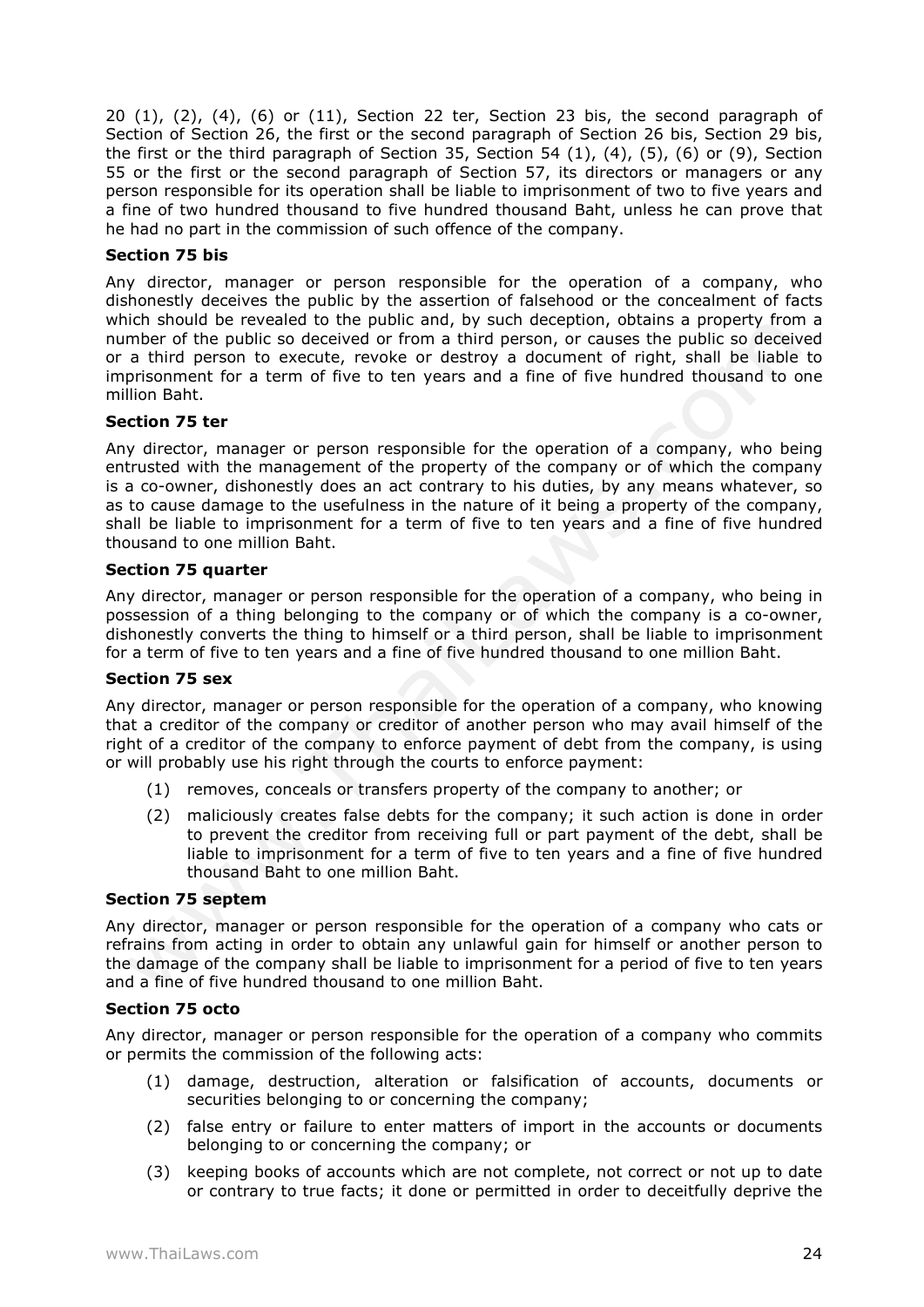20 (1), (2), (4), (6) or (11), Section 22 ter, Section 23 bis, the second paragraph of Section of Section 26, the first or the second paragraph of Section 26 bis, Section 29 bis, the first or the third paragraph of Section 35, Section 54 (1), (4), (5), (6) or (9), Section 55 or the first or the second paragraph of Section 57, its directors or managers or any person responsible for its operation shall be liable to imprisonment of two to five years and a fine of two hundred thousand to five hundred thousand Baht, unless he can prove that he had no part in the commission of such offence of the company.

**Section 75 bis**

Any director, manager or person responsible for the operation of a company, who dishonestly deceives the public by the assertion of falsehood or the concealment of facts which should be revealed to the public and, by such deception, obtains a property from a number of the public so deceived or from a third person, or causes the public so deceived or a third person to execute, revoke or destroy a document of right, shall be liable to imprisonment for a term of five to ten years and a fine of five hundred thousand to one million Baht.

**Section 75 ter**

Any director, manager or person responsible for the operation of a company, who being entrusted with the management of the property of the company or of which the company is a co-owner, dishonestly does an act contrary to his duties, by any means whatever, so as to cause damage to the usefulness in the nature of it being a property of the company, shall be liable to imprisonment for a term of five to ten years and a fine of five hundred thousand to one million Baht.

**Section 75 quarter**

Any director, manager or person responsible for the operation of a company, who being in possession of a thing belonging to the company or of which the company is a co-owner, dishonestly converts the thing to himself or a third person, shall be liable to imprisonment for a term of five to ten years and a fine of five hundred thousand to one million Baht.

**Section 75 sex**

Any director, manager or person responsible for the operation of a company, who knowing that a creditor of the company or creditor of another person who may avail himself of the right of a creditor of the company to enforce payment of debt from the company, is using or will probably use his right through the courts to enforce payment:

(1) removes, conceals or transfers property of the company to another; or

(2) maliciously creates false debts for the company; it such action is done in order to prevent the creditor from receiving full or part payment of the debt, shall be liable to imprisonment for a term of five to ten years and a fine of five hundred thousand Baht to one million Baht.

**Section 75 septem**

Any director, manager or person responsible for the operation of a company who cats or refrains from acting in order to obtain any unlawful gain for himself or another person to the damage of the company shall be liable to imprisonment for a period of five to ten years and a fine of five hundred thousand to one million Baht.

**Section 75 octo**

Any director, manager or person responsible for the operation of a company who commits or permits the commission of the following acts:

(1) damage, destruction, alteration or falsification of accounts, documents or securities belonging to or concerning the company;

(2) false entry or failure to enter matters of import in the accounts or documents belonging to or concerning the company; or

(3) keeping books of accounts which are not complete, not correct or not up to date or contrary to true facts; it done or permitted in order to deceitfully deprive the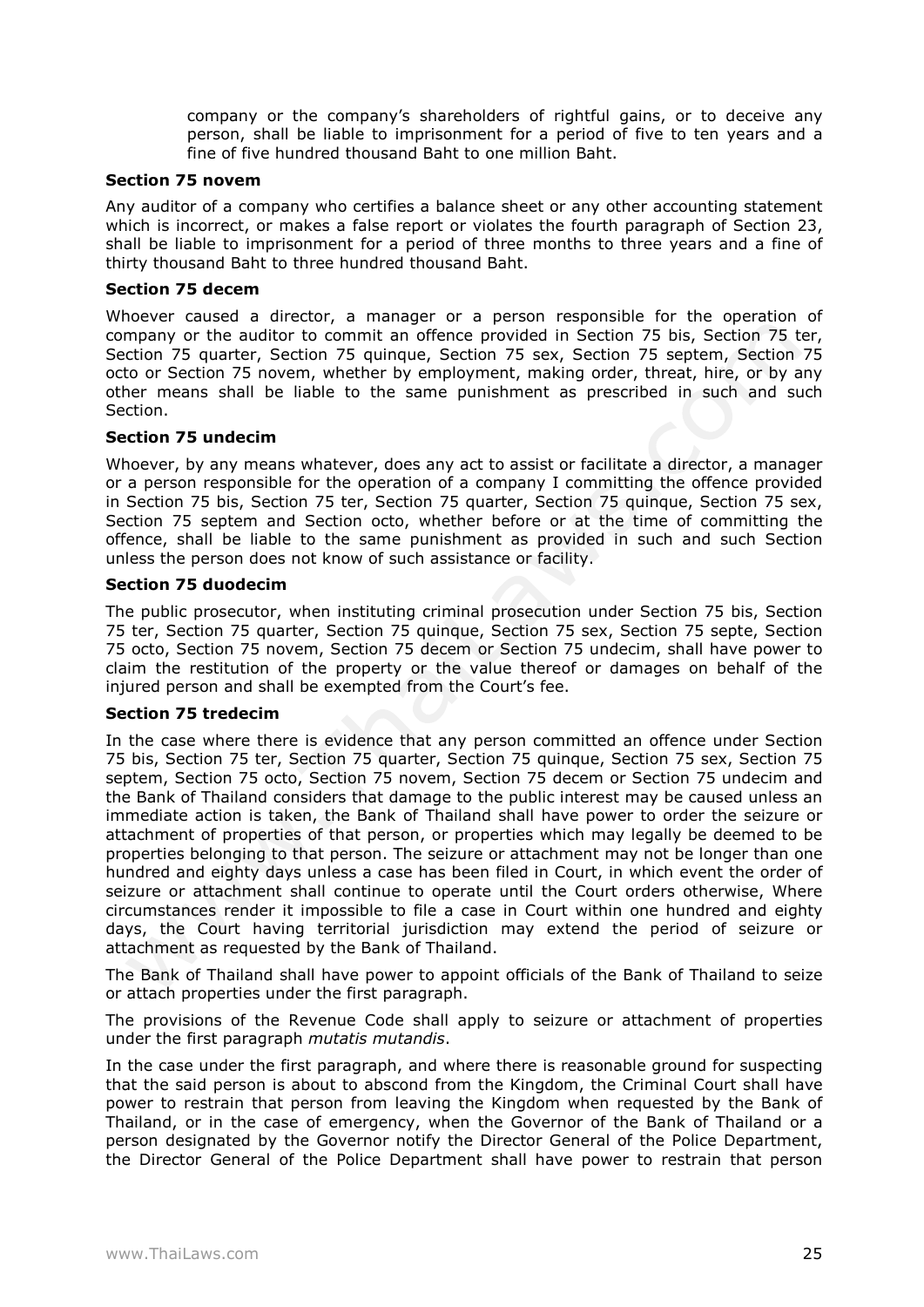company or the company's shareholders of rightful gains, or to deceive any person, shall be liable to imprisonment for a period of five to ten years and a fine of five hundred thousand Baht to one million Baht.

**Section 75 novem**

Any auditor of a company who certifies a balance sheet or any other accounting statement which is incorrect, or makes a false report or violates the fourth paragraph of Section 23, shall be liable to imprisonment for a period of three months to three years and a fine of thirty thousand Baht to three hundred thousand Baht.

**Section 75 decem**

Whoever caused a director, a manager or a person responsible for the operation of company or the auditor to commit an offence provided in Section 75 bis, Section 75 ter, Section 75 quarter, Section 75 quinque, Section 75 sex, Section 75 septem, Section 75 octo or Section 75 novem, whether by employment, making order, threat, hire, or by any other means shall be liable to the same punishment as prescribed in such and such Section.

**Section 75 undecim**

Whoever, by any means whatever, does any act to assist or facilitate a director, a manager or a person responsible for the operation of a company I committing the offence provided in Section 75 bis, Section 75 ter, Section 75 quarter, Section 75 quinque, Section 75 sex, Section 75 septem and Section octo, whether before or at the time of committing the offence, shall be liable to the same punishment as provided in such and such Section unless the person does not know of such assistance or facility.

**Section 75 duodecim**

The public prosecutor, when instituting criminal prosecution under Section 75 bis, Section 75 ter, Section 75 quarter, Section 75 quinque, Section 75 sex, Section 75 septe, Section 75 octo, Section 75 novem, Section 75 decem or Section 75 undecim, shall have power to claim the restitution of the property or the value thereof or damages on behalf of the injured person and shall be exempted from the Court's fee.

**Section 75 tredecim**

In the case where there is evidence that any person committed an offence under Section 75 bis, Section 75 ter, Section 75 quarter, Section 75 quinque, Section 75 sex, Section 75 septem, Section 75 octo, Section 75 novem, Section 75 decem or Section 75 undecim and the Bank of Thailand considers that damage to the public interest may be caused unless an immediate action is taken, the Bank of Thailand shall have power to order the seizure or attachment of properties of that person, or properties which may legally be deemed to be properties belonging to that person. The seizure or attachment may not be longer than one hundred and eighty days unless a case has been filed in Court, in which event the order of seizure or attachment shall continue to operate until the Court orders otherwise, Where circumstances render it impossible to file a case in Court within one hundred and eighty days, the Court having territorial jurisdiction may extend the period of seizure or attachment as requested by the Bank of Thailand.

The Bank of Thailand shall have power to appoint officials of the Bank of Thailand to seize or attach properties under the first paragraph.

The provisions of the Revenue Code shall apply to seizure or attachment of properties under the first paragraph *mutatis mutandis*.

In the case under the first paragraph, and where there is reasonable ground for suspecting that the said person is about to abscond from the Kingdom, the Criminal Court shall have power to restrain that person from leaving the Kingdom when requested by the Bank of Thailand, or in the case of emergency, when the Governor of the Bank of Thailand or a person designated by the Governor notify the Director General of the Police Department, the Director General of the Police Department shall have power to restrain that person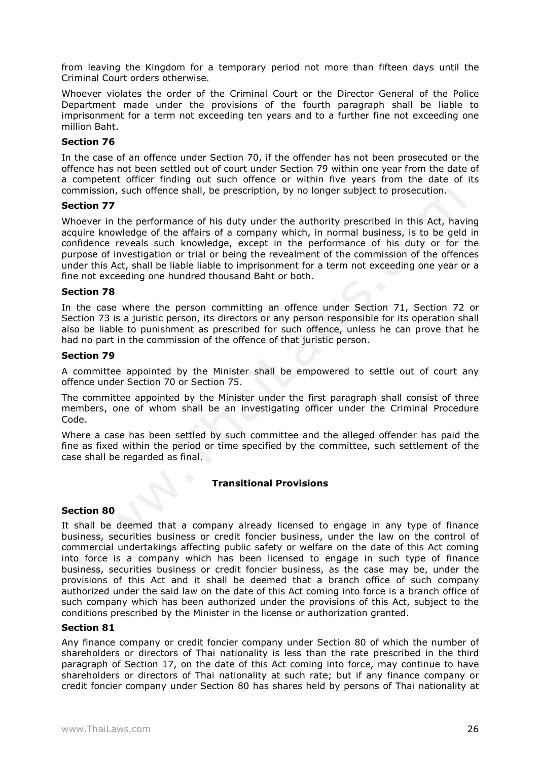from leaving the Kingdom for a temporary period not more than fifteen days until the Criminal Court orders otherwise.

Whoever violates the order of the Criminal Court or the Director General of the Police Department made under the provisions of the fourth paragraph shall be liable to imprisonment for a term not exceeding ten years and to a further fine not exceeding one million Baht.

**Section 76**

In the case of an offence under Section 70, if the offender has not been prosecuted or the offence has not been settled out of court under Section 79 within one year from the date of a competent officer finding out such offence or within five years from the date of its commission, such offence shall, be prescription, by no longer subject to prosecution.

**Section 77**

Whoever in the performance of his duty under the authority prescribed in this Act, having acquire knowledge of the affairs of a company which, in normal business, is to be geld in confidence reveals such knowledge, except in the performance of his duty or for the purpose of investigation or trial or being the revealment of the commission of the offences under this Act, shall be liable liable to imprisonment for a term not exceeding one year or a fine not exceeding one hundred thousand Baht or both.

**Section 78**

In the case where the person committing an offence under Section 71, Section 72 or Section 73 is a juristic person, its directors or any person responsible for its operation shall also be liable to punishment as prescribed for such offence, unless he can prove that he had no part in the commission of the offence of that juristic person.

**Section 79**

A committee appointed by the Minister shall be empowered to settle out of court any offence under Section 70 or Section 75.

The committee appointed by the Minister under the first paragraph shall consist of three members, one of whom shall be an investigating officer under the Criminal Procedure Code.

Where a case has been settled by such committee and the alleged offender has paid the fine as fixed within the period or time specified by the committee, such settlement of the case shall be regarded as final.

## Transitional Provisions

**Section 80**

It shall be deemed that a company already licensed to engage in any type of finance business, securities business or credit foncier business, under the law on the control of commercial undertakings affecting public safety or welfare on the date of this Act coming into force is a company which has been licensed to engage in such type of finance business, securities business or credit foncier business, as the case may be, under the provisions of this Act and it shall be deemed that a branch office of such company authorized under the said law on the date of this Act coming into force is a branch office of such company which has been authorized under the provisions of this Act, subject to the conditions prescribed by the Minister in the license or authorization granted.

**Section 81**

Any finance company or credit foncier company under Section 80 of which the number of shareholders or directors of Thai nationality is less than the rate prescribed in the third paragraph of Section 17, on the date of this Act coming into force, may continue to have shareholders or directors of Thai nationality at such rate; but if any finance company or credit foncier company under Section 80 has shares held by persons of Thai nationality at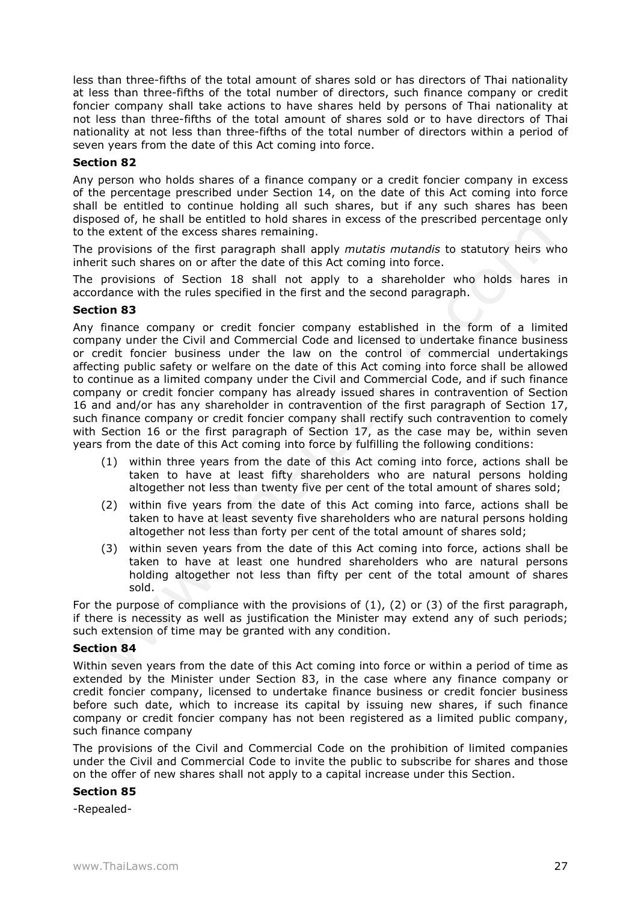less than three-fifths of the total amount of shares sold or has directors of Thai nationality at less than three-fifths of the total number of directors, such finance company or credit foncier company shall take actions to have shares held by persons of Thai nationality at not less than three-fifths of the total amount of shares sold or to have directors of Thai nationality at not less than three-fifths of the total number of directors within a period of seven years from the date of this Act coming into force.

**Section 82**

Any person who holds shares of a finance company or a credit foncier company in excess of the percentage prescribed under Section 14, on the date of this Act coming into force shall be entitled to continue holding all such shares, but if any such shares has been disposed of, he shall be entitled to hold shares in excess of the prescribed percentage only to the extent of the excess shares remaining.

The provisions of the first paragraph shall apply *mutatis mutandis* to statutory heirs who inherit such shares on or after the date of this Act coming into force.

The provisions of Section 18 shall not apply to a shareholder who holds hares in accordance with the rules specified in the first and the second paragraph.

**Section 83**

Any finance company or credit foncier company established in the form of a limited company under the Civil and Commercial Code and licensed to undertake finance business or credit foncier business under the law on the control of commercial undertakings affecting public safety or welfare on the date of this Act coming into force shall be allowed to continue as a limited company under the Civil and Commercial Code, and if such finance company or credit foncier company has already issued shares in contravention of Section 16 and and/or has any shareholder in contravention of the first paragraph of Section 17, such finance company or credit foncier company shall rectify such contravention to comely with Section 16 or the first paragraph of Section 17, as the case may be, within seven years from the date of this Act coming into force by fulfilling the following conditions:

(1) within three years from the date of this Act coming into force, actions shall be taken to have at least fifty shareholders who are natural persons holding altogether not less than twenty five per cent of the total amount of shares sold;

(2) within five years from the date of this Act coming into farce, actions shall be taken to have at least seventy five shareholders who are natural persons holding altogether not less than forty per cent of the total amount of shares sold;

(3) within seven years from the date of this Act coming into force, actions shall be taken to have at least one hundred shareholders who are natural persons holding altogether not less than fifty per cent of the total amount of shares sold.

For the purpose of compliance with the provisions of (1), (2) or (3) of the first paragraph, if there is necessity as well as justification the Minister may extend any of such periods; such extension of time may be granted with any condition.

**Section 84**

Within seven years from the date of this Act coming into force or within a period of time as extended by the Minister under Section 83, in the case where any finance company or credit foncier company, licensed to undertake finance business or credit foncier business before such date, which to increase its capital by issuing new shares, if such finance company or credit foncier company has not been registered as a limited public company, such finance company

The provisions of the Civil and Commercial Code on the prohibition of limited companies under the Civil and Commercial Code to invite the public to subscribe for shares and those on the offer of new shares shall not apply to a capital increase under this Section.

**Section 85**

-Repealed-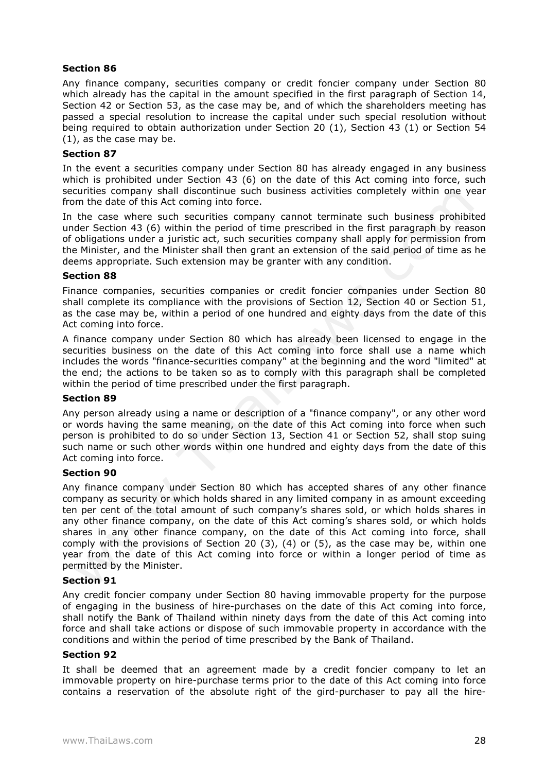**Section 86**

Any finance company, securities company or credit foncier company under Section 80 which already has the capital in the amount specified in the first paragraph of Section 14, Section 42 or Section 53, as the case may be, and of which the shareholders meeting has passed a special resolution to increase the capital under such special resolution without being required to obtain authorization under Section 20 (1), Section 43 (1) or Section 54 (1), as the case may be.

**Section 87**

In the event a securities company under Section 80 has already engaged in any business which is prohibited under Section 43 (6) on the date of this Act coming into force, such securities company shall discontinue such business activities completely within one year from the date of this Act coming into force.

In the case where such securities company cannot terminate such business prohibited under Section 43 (6) within the period of time prescribed in the first paragraph by reason of obligations under a juristic act, such securities company shall apply for permission from the Minister, and the Minister shall then grant an extension of the said period of time as he deems appropriate. Such extension may be granter with any condition.

**Section 88**

Finance companies, securities companies or credit foncier companies under Section 80 shall complete its compliance with the provisions of Section 12, Section 40 or Section 51, as the case may be, within a period of one hundred and eighty days from the date of this Act coming into force.

A finance company under Section 80 which has already been licensed to engage in the securities business on the date of this Act coming into force shall use a name which includes the words "finance-securities company" at the beginning and the word "limited" at the end; the actions to be taken so as to comply with this paragraph shall be completed within the period of time prescribed under the first paragraph.

**Section 89**

Any person already using a name or description of a "finance company", or any other word or words having the same meaning, on the date of this Act coming into force when such person is prohibited to do so under Section 13, Section 41 or Section 52, shall stop suing such name or such other words within one hundred and eighty days from the date of this Act coming into force.

**Section 90**

Any finance company under Section 80 which has accepted shares of any other finance company as security or which holds shared in any limited company in as amount exceeding ten per cent of the total amount of such company's shares sold, or which holds shares in any other finance company, on the date of this Act coming's shares sold, or which holds shares in any other finance company, on the date of this Act coming into force, shall comply with the provisions of Section 20 (3), (4) or (5), as the case may be, within one year from the date of this Act coming into force or within a longer period of time as permitted by the Minister.

**Section 91**

Any credit foncier company under Section 80 having immovable property for the purpose of engaging in the business of hire-purchases on the date of this Act coming into force, shall notify the Bank of Thailand within ninety days from the date of this Act coming into force and shall take actions or dispose of such immovable property in accordance with the conditions and within the period of time prescribed by the Bank of Thailand.

**Section 92**

It shall be deemed that an agreement made by a credit foncier company to let an immovable property on hire-purchase terms prior to the date of this Act coming into force contains a reservation of the absolute right of the gird-purchaser to pay all the hire-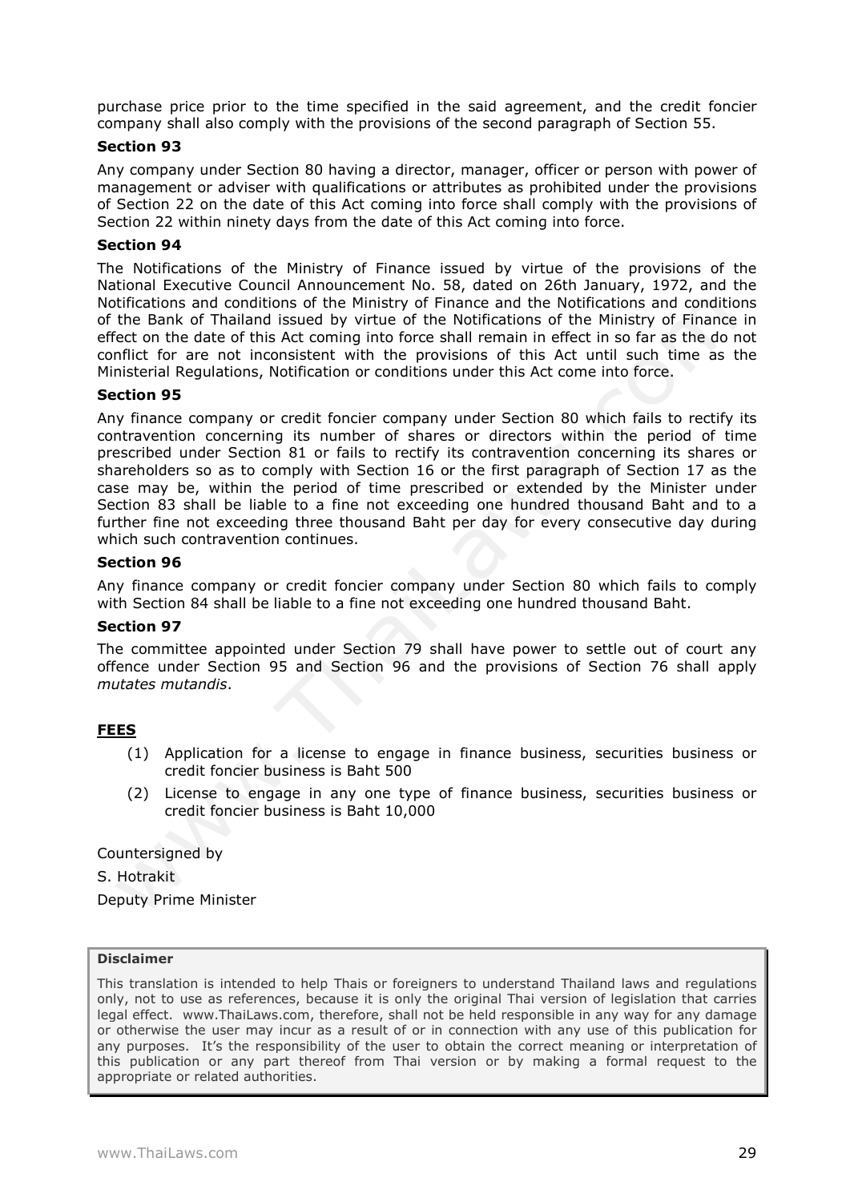purchase price prior to the time specified in the said agreement, and the credit foncier company shall also comply with the provisions of the second paragraph of Section 55.

**Section 93**

Any company under Section 80 having a director, manager, officer or person with power of management or adviser with qualifications or attributes as prohibited under the provisions of Section 22 on the date of this Act coming into force shall comply with the provisions of Section 22 within ninety days from the date of this Act coming into force.

**Section 94**

The Notifications of the Ministry of Finance issued by virtue of the provisions of the National Executive Council Announcement No. 58, dated on 26th January, 1972, and the Notifications and conditions of the Ministry of Finance and the Notifications and conditions of the Bank of Thailand issued by virtue of the Notifications of the Ministry of Finance in effect on the date of this Act coming into force shall remain in effect in so far as the do not conflict for are not inconsistent with the provisions of this Act until such time as the Ministerial Regulations, Notification or conditions under this Act come into force.

**Section 95**

Any finance company or credit foncier company under Section 80 which fails to rectify its contravention concerning its number of shares or directors within the period of time prescribed under Section 81 or fails to rectify its contravention concerning its shares or shareholders so as to comply with Section 16 or the first paragraph of Section 17 as the case may be, within the period of time prescribed or extended by the Minister under Section 83 shall be liable to a fine not exceeding one hundred thousand Baht and to a further fine not exceeding three thousand Baht per day for every consecutive day during which such contravention continues.

**Section 96**

Any finance company or credit foncier company under Section 80 which fails to comply with Section 84 shall be liable to a fine not exceeding one hundred thousand Baht.

**Section 97**

The committee appointed under Section 79 shall have power to settle out of court any offence under Section 95 and Section 96 and the provisions of Section 76 shall apply *mutates mutandis*.

**FEES**

(1) Application for a license to engage in finance business, securities business or credit foncier business is Baht 500

(2) License to engage in any one type of finance business, securities business or credit foncier business is Baht 10,000

Countersigned by

S. Hotrakit

Deputy Prime Minister

**Disclaimer**

This translation is intended to help Thais or foreigners to understand Thailand laws and regulations only, not to use as references, because it is only the original Thai version of legislation that carries legal effect. www.ThaiLaws.com, therefore, shall not be held responsible in any way for any damage or otherwise the user may incur as a result of or in connection with any use of this publication for any purposes. It's the responsibility of the user to obtain the correct meaning or interpretation of this publication or any part thereof from Thai version or by making a formal request to the appropriate or related authorities.